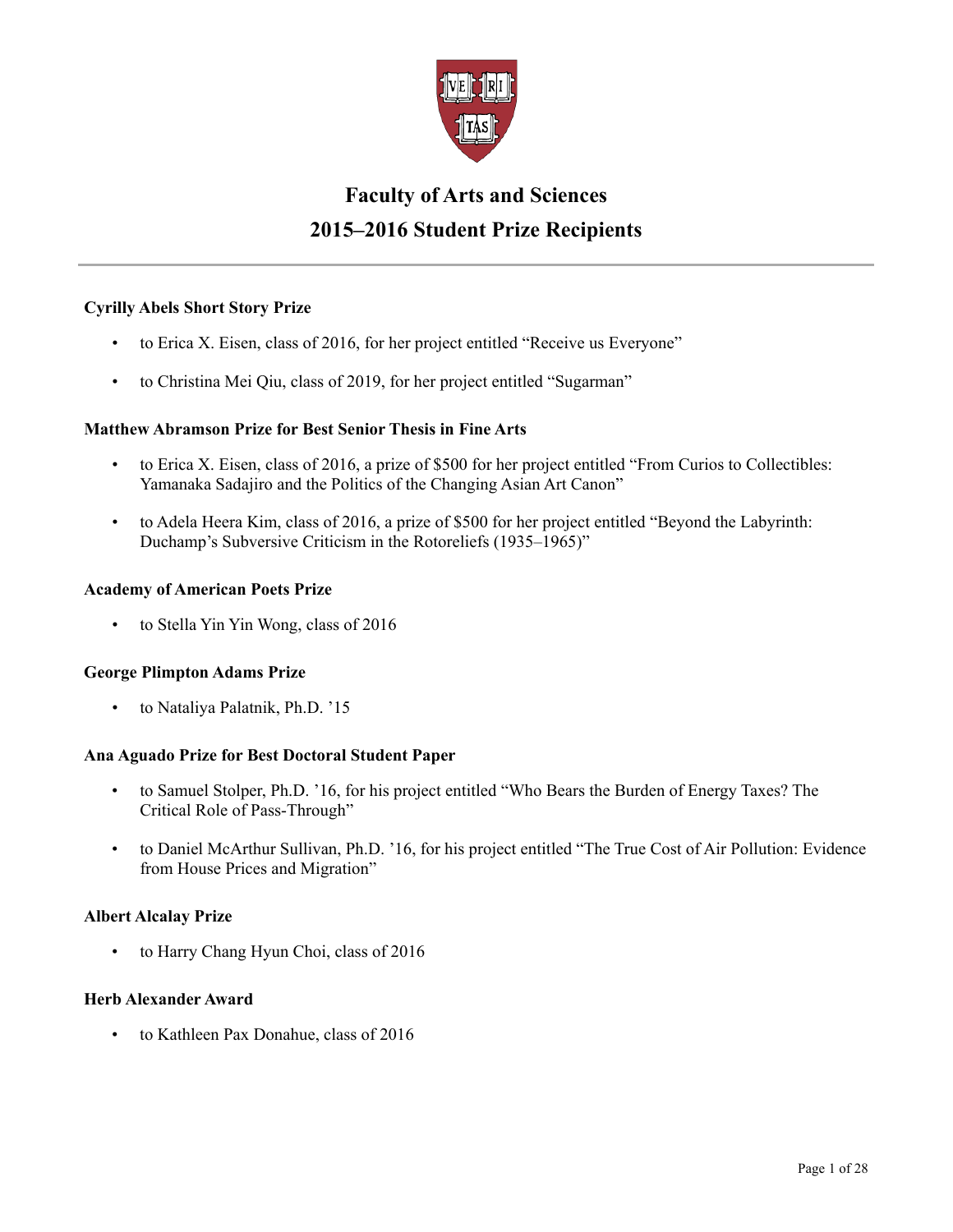# Faculty of Arts and Sciences

# 2015–2016 Student Prize Recipients

---

**Cyrilly Abels Short Story Prize**

- to Erica X. Eisen, class of 2016, for her project entitled "Receive us Everyone"
- to Christina Mei Qiu, class of 2019, for her project entitled "Sugarman"

**Matthew Abramson Prize for Best Senior Thesis in Fine Arts**

- to Erica X. Eisen, class of 2016, a prize of $500 for her project entitled "From Curios to Collectibles: Yamanaka Sadajiro and the Politics of the Changing Asian Art Canon"
- to Adela Heera Kim, class of 2016, a prize of $500 for her project entitled "Beyond the Labyrinth: Duchamp's Subversive Criticism in the Rotoreliefs (1935–1965)"

**Academy of American Poets Prize**

- to Stella Yin Yin Wong, class of 2016

**George Plimpton Adams Prize**

- to Nataliya Palatnik, Ph.D. '15

**Ana Aguado Prize for Best Doctoral Student Paper**

- to Samuel Stolper, Ph.D. '16, for his project entitled "Who Bears the Burden of Energy Taxes? The Critical Role of Pass-Through"
- to Daniel McArthur Sullivan, Ph.D. '16, for his project entitled "The True Cost of Air Pollution: Evidence from House Prices and Migration"

**Albert Alcalay Prize**

- to Harry Chang Hyun Choi, class of 2016

**Herb Alexander Award**

- to Kathleen Pax Donahue, class of 2016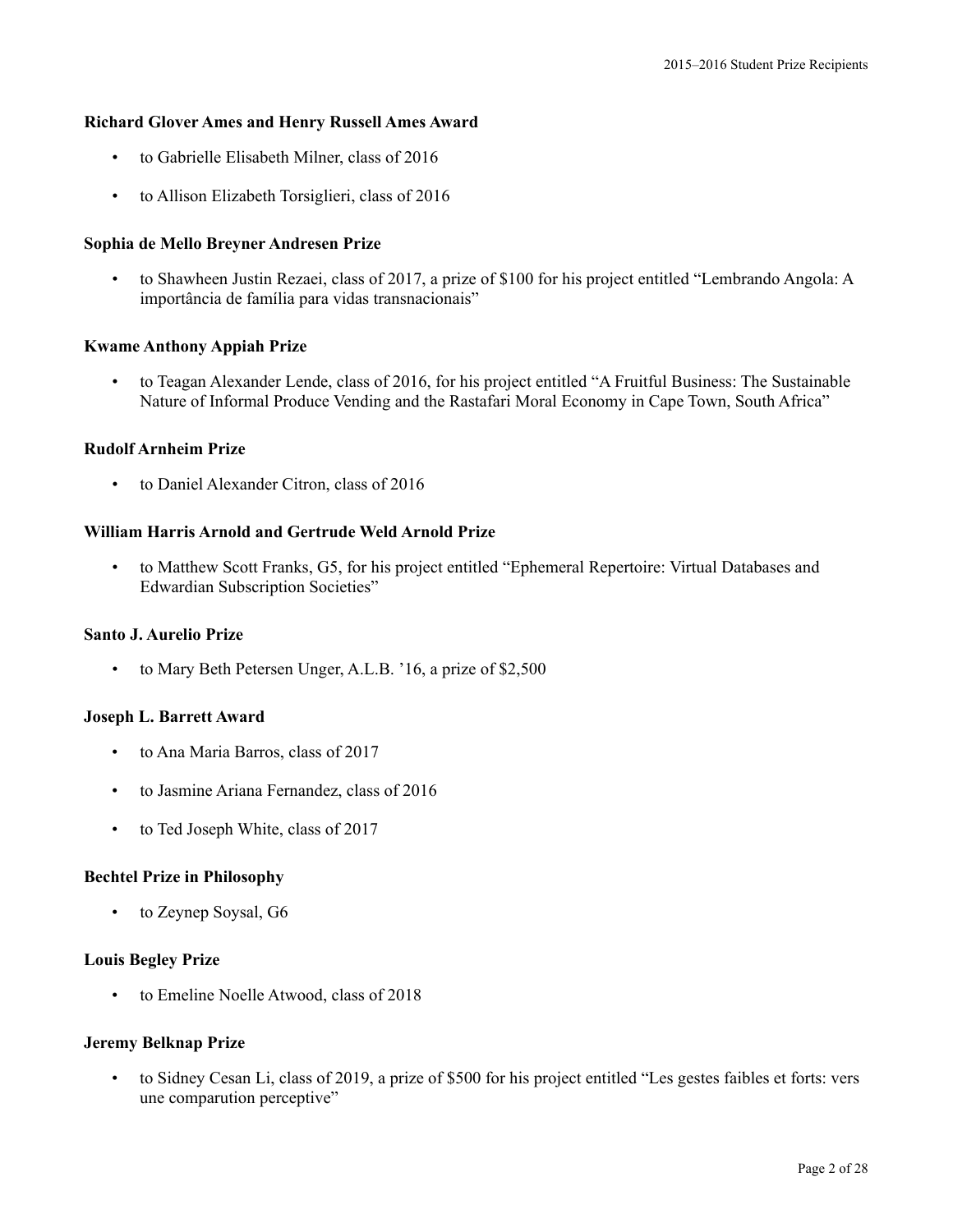**Richard Glover Ames and Henry Russell Ames Award**

- to Gabrielle Elisabeth Milner, class of 2016
- to Allison Elizabeth Torsiglieri, class of 2016

**Sophia de Mello Breyner Andresen Prize**

- to Shawheen Justin Rezaei, class of 2017, a prize of $100 for his project entitled "Lembrando Angola: A importância de família para vidas transnacionais"

**Kwame Anthony Appiah Prize**

- to Teagan Alexander Lende, class of 2016, for his project entitled "A Fruitful Business: The Sustainable Nature of Informal Produce Vending and the Rastafari Moral Economy in Cape Town, South Africa"

**Rudolf Arnheim Prize**

- to Daniel Alexander Citron, class of 2016

**William Harris Arnold and Gertrude Weld Arnold Prize**

- to Matthew Scott Franks, G5, for his project entitled "Ephemeral Repertoire: Virtual Databases and Edwardian Subscription Societies"

**Santo J. Aurelio Prize**

- to Mary Beth Petersen Unger, A.L.B. '16, a prize of $2,500

**Joseph L. Barrett Award**

- to Ana Maria Barros, class of 2017
- to Jasmine Ariana Fernandez, class of 2016
- to Ted Joseph White, class of 2017

**Bechtel Prize in Philosophy**

- to Zeynep Soysal, G6

**Louis Begley Prize**

- to Emeline Noelle Atwood, class of 2018

**Jeremy Belknap Prize**

- to Sidney Cesan Li, class of 2019, a prize of $500 for his project entitled "Les gestes faibles et forts: vers une comparution perceptive"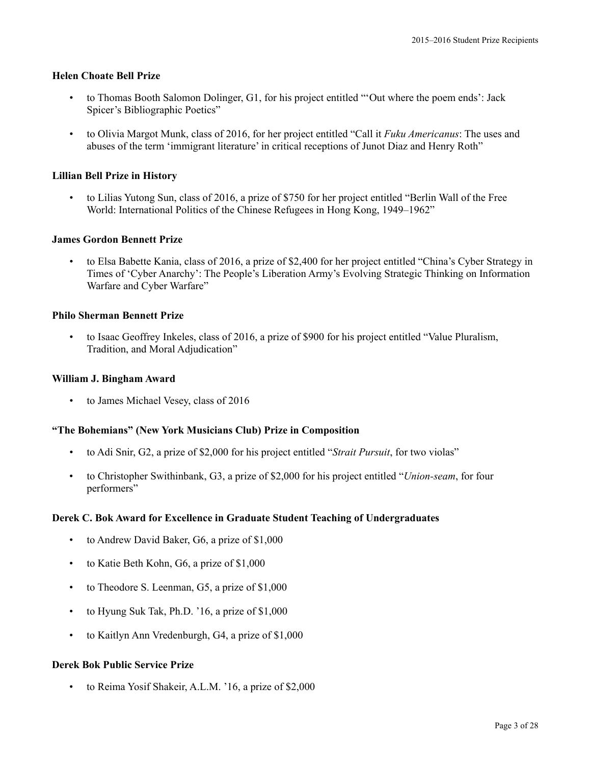**Helen Choate Bell Prize**

- to Thomas Booth Salomon Dolinger, G1, for his project entitled "'Out where the poem ends': Jack Spicer's Bibliographic Poetics"
- to Olivia Margot Munk, class of 2016, for her project entitled "Call it *Fuku Americanus*: The uses and abuses of the term 'immigrant literature' in critical receptions of Junot Diaz and Henry Roth"

**Lillian Bell Prize in History**

- to Lilias Yutong Sun, class of 2016, a prize of $750 for her project entitled "Berlin Wall of the Free World: International Politics of the Chinese Refugees in Hong Kong, 1949–1962"

**James Gordon Bennett Prize**

- to Elsa Babette Kania, class of 2016, a prize of $2,400 for her project entitled "China's Cyber Strategy in Times of 'Cyber Anarchy': The People's Liberation Army's Evolving Strategic Thinking on Information Warfare and Cyber Warfare"

**Philo Sherman Bennett Prize**

- to Isaac Geoffrey Inkeles, class of 2016, a prize of $900 for his project entitled "Value Pluralism, Tradition, and Moral Adjudication"

**William J. Bingham Award**

- to James Michael Vesey, class of 2016

**"The Bohemians" (New York Musicians Club) Prize in Composition**

- to Adi Snir, G2, a prize of $2,000 for his project entitled "*Strait Pursuit*, for two violas"
- to Christopher Swithinbank, G3, a prize of $2,000 for his project entitled "*Union-seam*, for four performers"

**Derek C. Bok Award for Excellence in Graduate Student Teaching of Undergraduates**

- to Andrew David Baker, G6, a prize of $1,000
- to Katie Beth Kohn, G6, a prize of $1,000
- to Theodore S. Leenman, G5, a prize of $1,000
- to Hyung Suk Tak, Ph.D. '16, a prize of $1,000
- to Kaitlyn Ann Vredenburgh, G4, a prize of $1,000

**Derek Bok Public Service Prize**

- to Reima Yosif Shakeir, A.L.M. '16, a prize of $2,000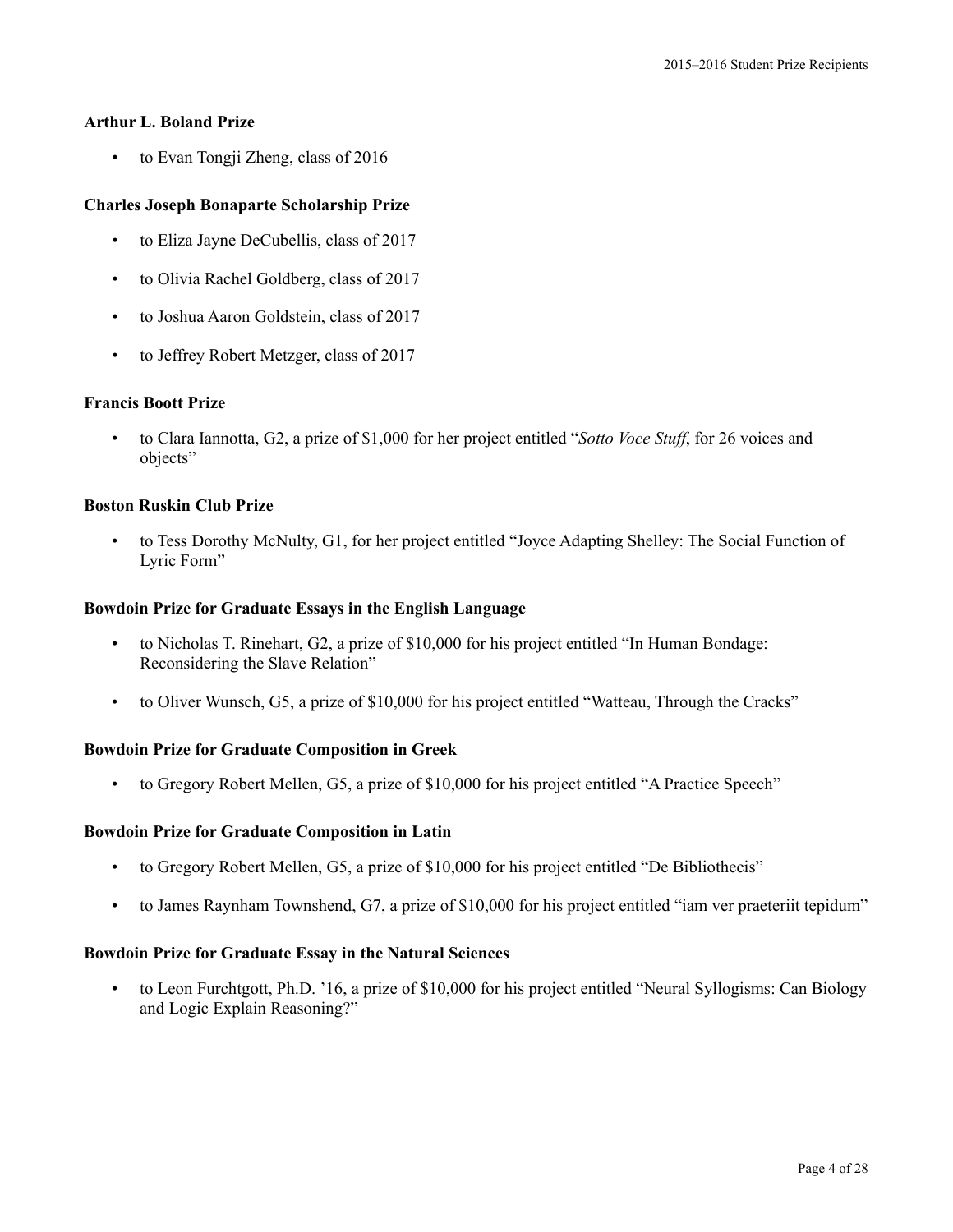### Arthur L. Boland Prize

- to Evan Tongji Zheng, class of 2016

### Charles Joseph Bonaparte Scholarship Prize

- to Eliza Jayne DeCubellis, class of 2017
- to Olivia Rachel Goldberg, class of 2017
- to Joshua Aaron Goldstein, class of 2017
- to Jeffrey Robert Metzger, class of 2017

### Francis Boott Prize

- to Clara Iannotta, G2, a prize of $1,000 for her project entitled "*Sotto Voce Stuff*, for 26 voices and objects"

### Boston Ruskin Club Prize

- to Tess Dorothy McNulty, G1, for her project entitled "Joyce Adapting Shelley: The Social Function of Lyric Form"

### Bowdoin Prize for Graduate Essays in the English Language

- to Nicholas T. Rinehart, G2, a prize of $10,000 for his project entitled "In Human Bondage: Reconsidering the Slave Relation"
- to Oliver Wunsch, G5, a prize of $10,000 for his project entitled "Watteau, Through the Cracks"

### Bowdoin Prize for Graduate Composition in Greek

- to Gregory Robert Mellen, G5, a prize of $10,000 for his project entitled "A Practice Speech"

### Bowdoin Prize for Graduate Composition in Latin

- to Gregory Robert Mellen, G5, a prize of $10,000 for his project entitled "De Bibliothecis"
- to James Raynham Townshend, G7, a prize of $10,000 for his project entitled "iam ver praeteriit tepidum"

### Bowdoin Prize for Graduate Essay in the Natural Sciences

- to Leon Furchtgott, Ph.D. '16, a prize of $10,000 for his project entitled "Neural Syllogisms: Can Biology and Logic Explain Reasoning?"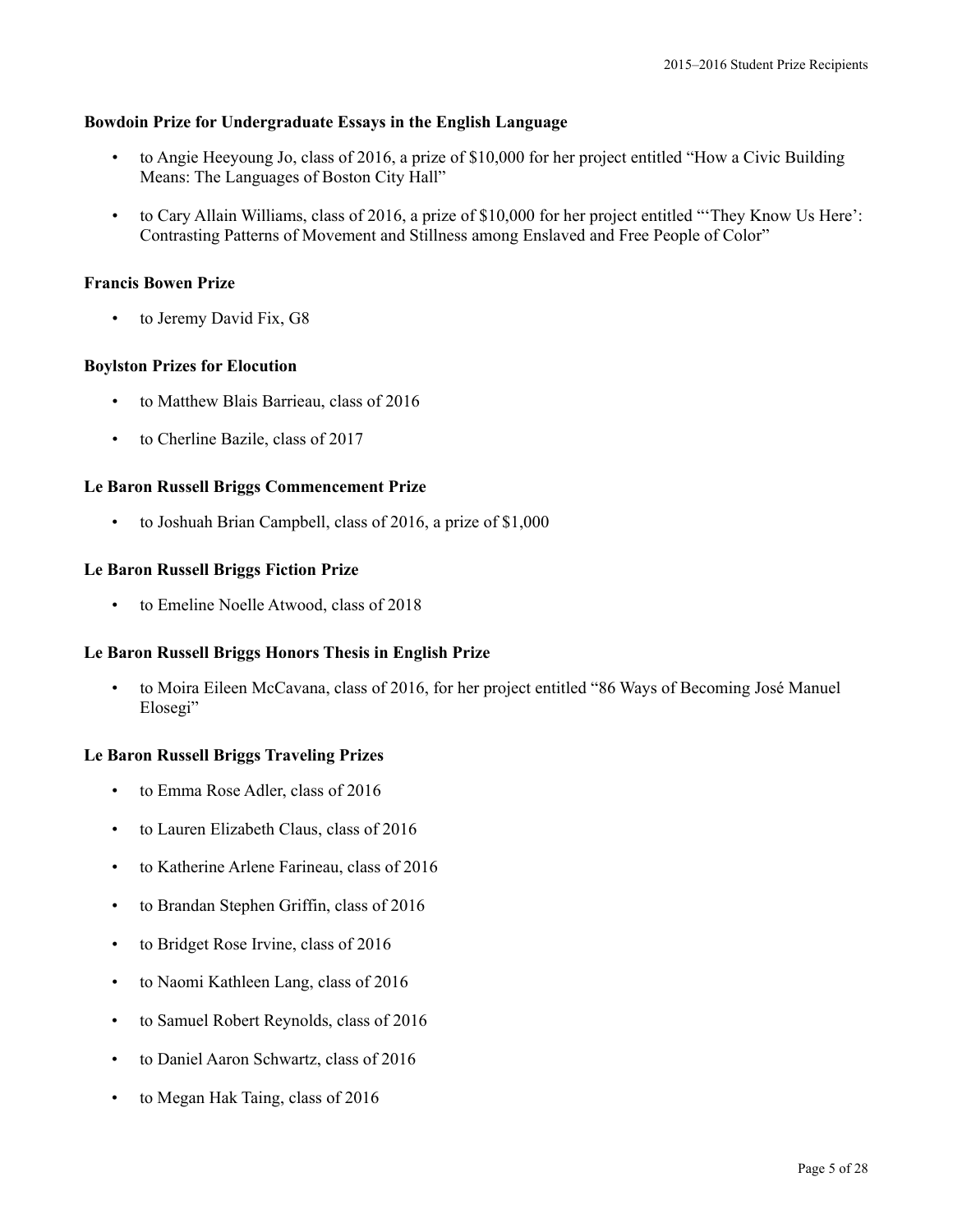### Bowdoin Prize for Undergraduate Essays in the English Language

- to Angie Heeyoung Jo, class of 2016, a prize of $10,000 for her project entitled "How a Civic Building Means: The Languages of Boston City Hall"
- to Cary Allain Williams, class of 2016, a prize of $10,000 for her project entitled "'They Know Us Here': Contrasting Patterns of Movement and Stillness among Enslaved and Free People of Color"

### Francis Bowen Prize

- to Jeremy David Fix, G8

### Boylston Prizes for Elocution

- to Matthew Blais Barrieau, class of 2016
- to Cherline Bazile, class of 2017

### Le Baron Russell Briggs Commencement Prize

- to Joshuah Brian Campbell, class of 2016, a prize of $1,000

### Le Baron Russell Briggs Fiction Prize

- to Emeline Noelle Atwood, class of 2018

### Le Baron Russell Briggs Honors Thesis in English Prize

- to Moira Eileen McCavana, class of 2016, for her project entitled "86 Ways of Becoming José Manuel Elosegi"

### Le Baron Russell Briggs Traveling Prizes

- to Emma Rose Adler, class of 2016
- to Lauren Elizabeth Claus, class of 2016
- to Katherine Arlene Farineau, class of 2016
- to Brandan Stephen Griffin, class of 2016
- to Bridget Rose Irvine, class of 2016
- to Naomi Kathleen Lang, class of 2016
- to Samuel Robert Reynolds, class of 2016
- to Daniel Aaron Schwartz, class of 2016
- to Megan Hak Taing, class of 2016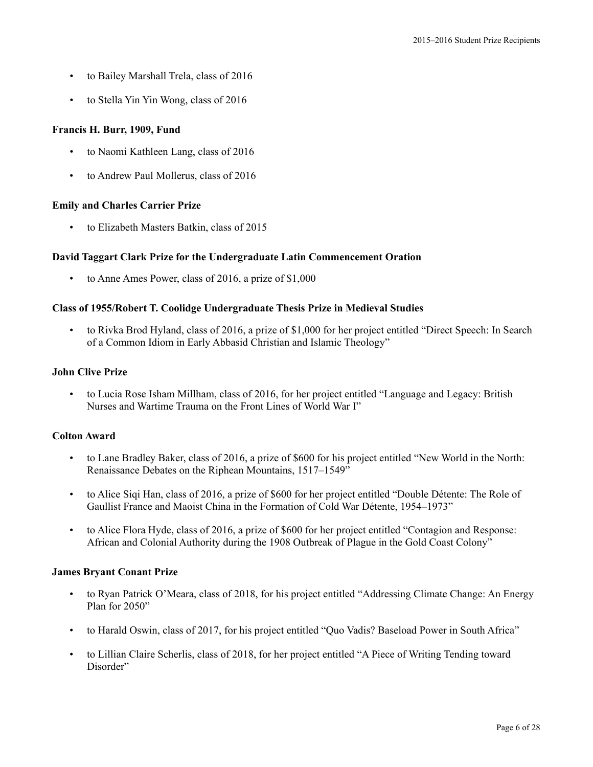- to Bailey Marshall Trela, class of 2016
- to Stella Yin Yin Wong, class of 2016

**Francis H. Burr, 1909, Fund**

- to Naomi Kathleen Lang, class of 2016
- to Andrew Paul Mollerus, class of 2016

**Emily and Charles Carrier Prize**

- to Elizabeth Masters Batkin, class of 2015

**David Taggart Clark Prize for the Undergraduate Latin Commencement Oration**

- to Anne Ames Power, class of 2016, a prize of $1,000

**Class of 1955/Robert T. Coolidge Undergraduate Thesis Prize in Medieval Studies**

- to Rivka Brod Hyland, class of 2016, a prize of $1,000 for her project entitled "Direct Speech: In Search of a Common Idiom in Early Abbasid Christian and Islamic Theology"

**John Clive Prize**

- to Lucia Rose Isham Millham, class of 2016, for her project entitled "Language and Legacy: British Nurses and Wartime Trauma on the Front Lines of World War I"

**Colton Award**

- to Lane Bradley Baker, class of 2016, a prize of $600 for his project entitled "New World in the North: Renaissance Debates on the Riphean Mountains, 1517–1549"
- to Alice Siqi Han, class of 2016, a prize of $600 for her project entitled "Double Détente: The Role of Gaullist France and Maoist China in the Formation of Cold War Détente, 1954–1973"
- to Alice Flora Hyde, class of 2016, a prize of $600 for her project entitled "Contagion and Response: African and Colonial Authority during the 1908 Outbreak of Plague in the Gold Coast Colony"

**James Bryant Conant Prize**

- to Ryan Patrick O'Meara, class of 2018, for his project entitled "Addressing Climate Change: An Energy Plan for 2050"
- to Harald Oswin, class of 2017, for his project entitled "Quo Vadis? Baseload Power in South Africa"
- to Lillian Claire Scherlis, class of 2018, for her project entitled "A Piece of Writing Tending toward Disorder"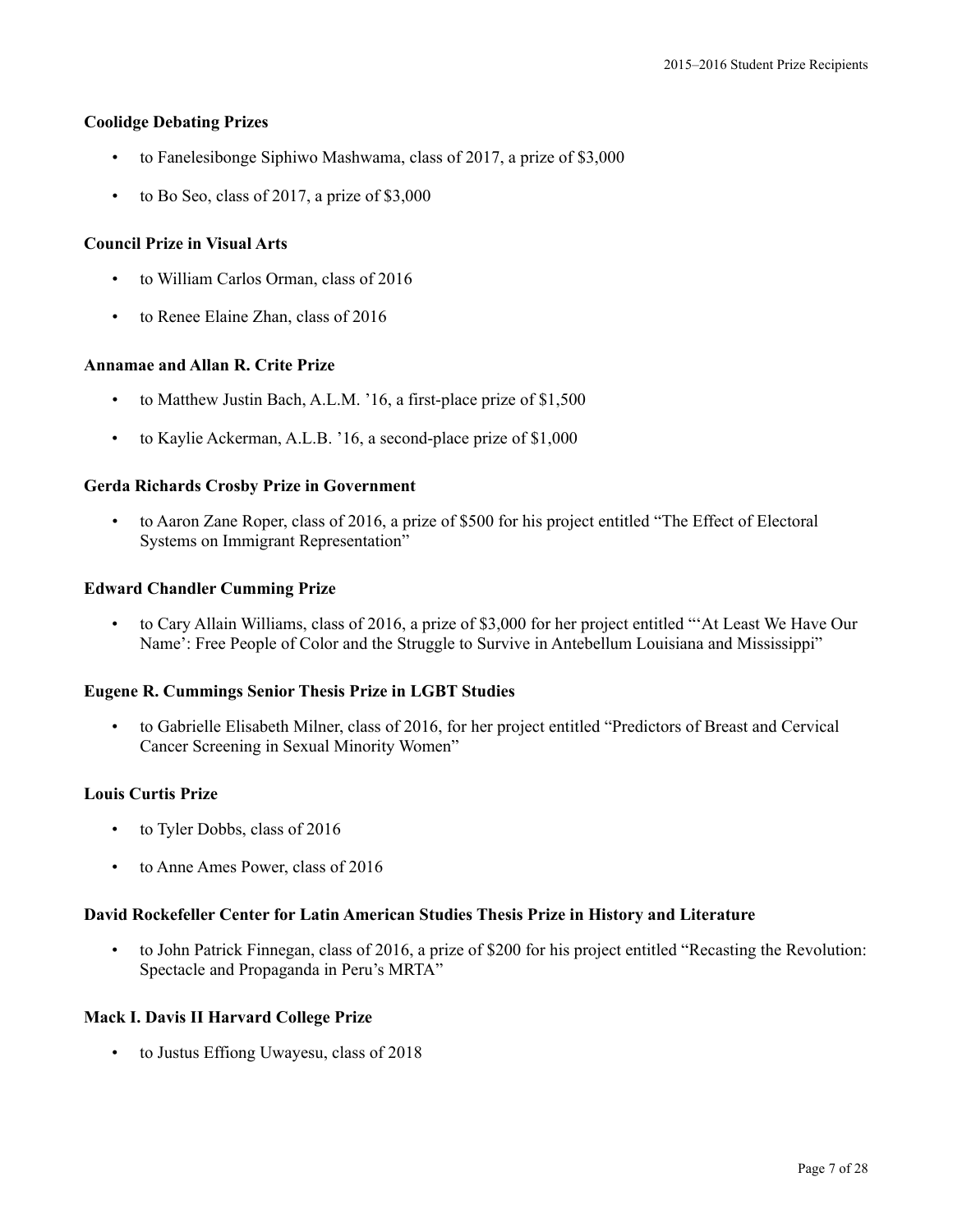**Coolidge Debating Prizes**

- to Fanelesibonge Siphiwo Mashwama, class of 2017, a prize of $3,000
- to Bo Seo, class of 2017, a prize of $3,000

**Council Prize in Visual Arts**

- to William Carlos Orman, class of 2016
- to Renee Elaine Zhan, class of 2016

**Annamae and Allan R. Crite Prize**

- to Matthew Justin Bach, A.L.M. '16, a first-place prize of $1,500
- to Kaylie Ackerman, A.L.B. '16, a second-place prize of $1,000

**Gerda Richards Crosby Prize in Government**

- to Aaron Zane Roper, class of 2016, a prize of $500 for his project entitled "The Effect of Electoral Systems on Immigrant Representation"

**Edward Chandler Cumming Prize**

- to Cary Allain Williams, class of 2016, a prize of $3,000 for her project entitled "'At Least We Have Our Name': Free People of Color and the Struggle to Survive in Antebellum Louisiana and Mississippi"

**Eugene R. Cummings Senior Thesis Prize in LGBT Studies**

- to Gabrielle Elisabeth Milner, class of 2016, for her project entitled "Predictors of Breast and Cervical Cancer Screening in Sexual Minority Women"

**Louis Curtis Prize**

- to Tyler Dobbs, class of 2016
- to Anne Ames Power, class of 2016

**David Rockefeller Center for Latin American Studies Thesis Prize in History and Literature**

- to John Patrick Finnegan, class of 2016, a prize of $200 for his project entitled "Recasting the Revolution: Spectacle and Propaganda in Peru's MRTA"

**Mack I. Davis II Harvard College Prize**

- to Justus Effiong Uwayesu, class of 2018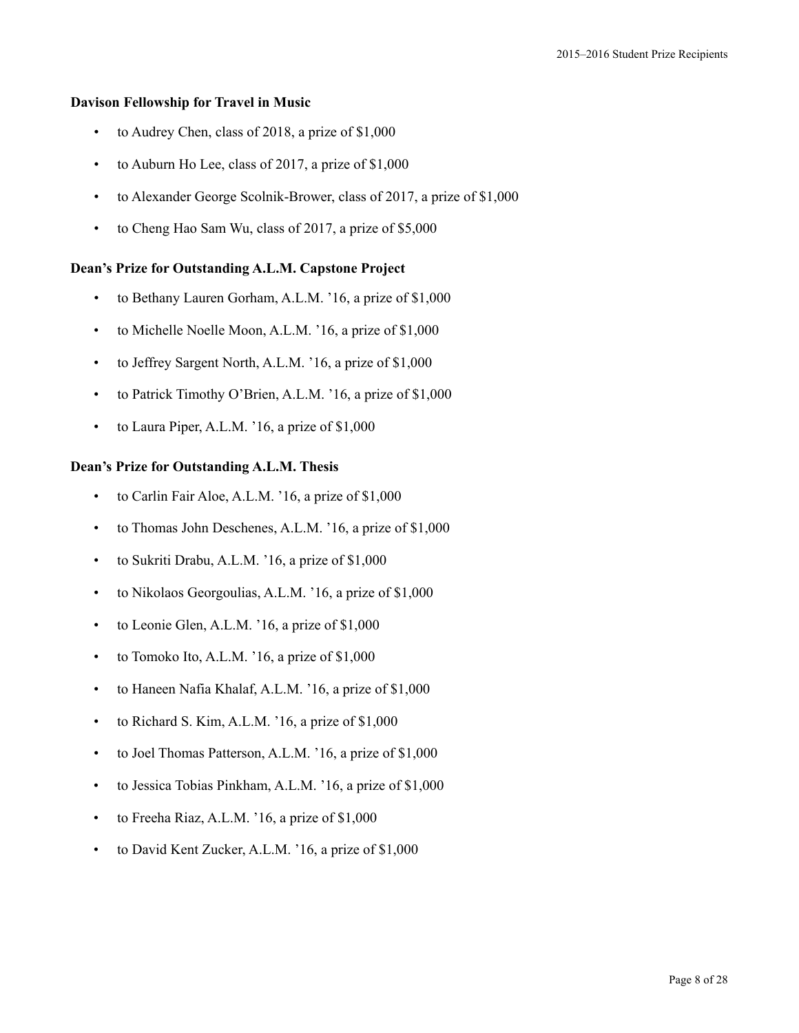**Davison Fellowship for Travel in Music**

- to Audrey Chen, class of 2018, a prize of $1,000
- to Auburn Ho Lee, class of 2017, a prize of $1,000
- to Alexander George Scolnik-Brower, class of 2017, a prize of $1,000
- to Cheng Hao Sam Wu, class of 2017, a prize of $5,000

**Dean's Prize for Outstanding A.L.M. Capstone Project**

- to Bethany Lauren Gorham, A.L.M. '16, a prize of $1,000
- to Michelle Noelle Moon, A.L.M. '16, a prize of $1,000
- to Jeffrey Sargent North, A.L.M. '16, a prize of $1,000
- to Patrick Timothy O'Brien, A.L.M. '16, a prize of $1,000
- to Laura Piper, A.L.M. '16, a prize of $1,000

**Dean's Prize for Outstanding A.L.M. Thesis**

- to Carlin Fair Aloe, A.L.M. '16, a prize of $1,000
- to Thomas John Deschenes, A.L.M. '16, a prize of $1,000
- to Sukriti Drabu, A.L.M. '16, a prize of $1,000
- to Nikolaos Georgoulias, A.L.M. '16, a prize of $1,000
- to Leonie Glen, A.L.M. '16, a prize of $1,000
- to Tomoko Ito, A.L.M. '16, a prize of $1,000
- to Haneen Nafia Khalaf, A.L.M. '16, a prize of $1,000
- to Richard S. Kim, A.L.M. '16, a prize of $1,000
- to Joel Thomas Patterson, A.L.M. '16, a prize of $1,000
- to Jessica Tobias Pinkham, A.L.M. '16, a prize of $1,000
- to Freeha Riaz, A.L.M. '16, a prize of $1,000
- to David Kent Zucker, A.L.M. '16, a prize of $1,000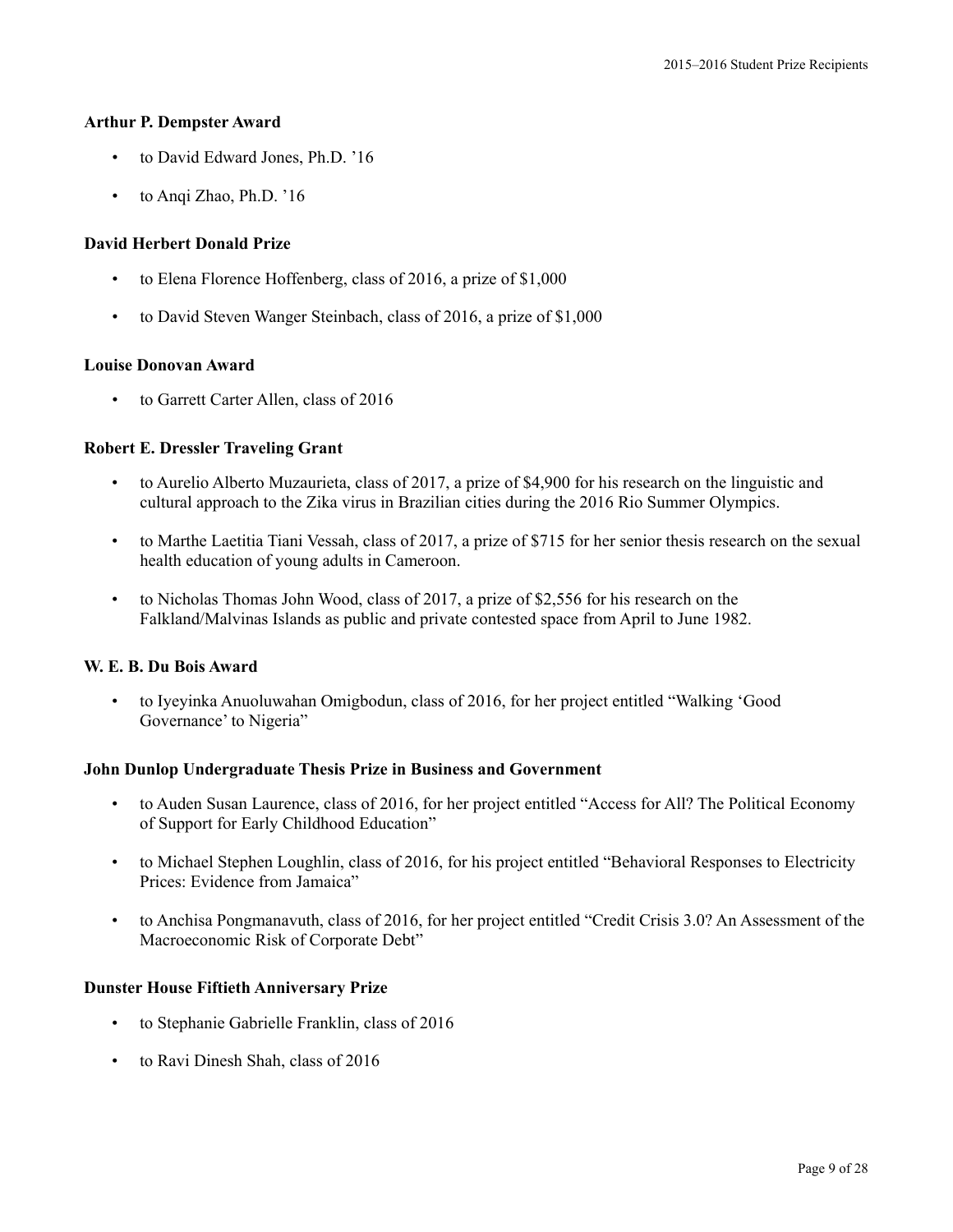**Arthur P. Dempster Award**

- to David Edward Jones, Ph.D. ’16
- to Anqi Zhao, Ph.D. ’16

**David Herbert Donald Prize**

- to Elena Florence Hoffenberg, class of 2016, a prize of $1,000
- to David Steven Wanger Steinbach, class of 2016, a prize of $1,000

**Louise Donovan Award**

- to Garrett Carter Allen, class of 2016

**Robert E. Dressler Traveling Grant**

- to Aurelio Alberto Muzaurieta, class of 2017, a prize of $4,900 for his research on the linguistic and cultural approach to the Zika virus in Brazilian cities during the 2016 Rio Summer Olympics.
- to Marthe Laetitia Tiani Vessah, class of 2017, a prize of $715 for her senior thesis research on the sexual health education of young adults in Cameroon.
- to Nicholas Thomas John Wood, class of 2017, a prize of $2,556 for his research on the Falkland/Malvinas Islands as public and private contested space from April to June 1982.

**W. E. B. Du Bois Award**

- to Iyeyinka Anuoluwahan Omigbodun, class of 2016, for her project entitled “Walking ‘Good Governance’ to Nigeria”

**John Dunlop Undergraduate Thesis Prize in Business and Government**

- to Auden Susan Laurence, class of 2016, for her project entitled “Access for All? The Political Economy of Support for Early Childhood Education”
- to Michael Stephen Loughlin, class of 2016, for his project entitled “Behavioral Responses to Electricity Prices: Evidence from Jamaica”
- to Anchisa Pongmanavuth, class of 2016, for her project entitled “Credit Crisis 3.0? An Assessment of the Macroeconomic Risk of Corporate Debt”

**Dunster House Fiftieth Anniversary Prize**

- to Stephanie Gabrielle Franklin, class of 2016
- to Ravi Dinesh Shah, class of 2016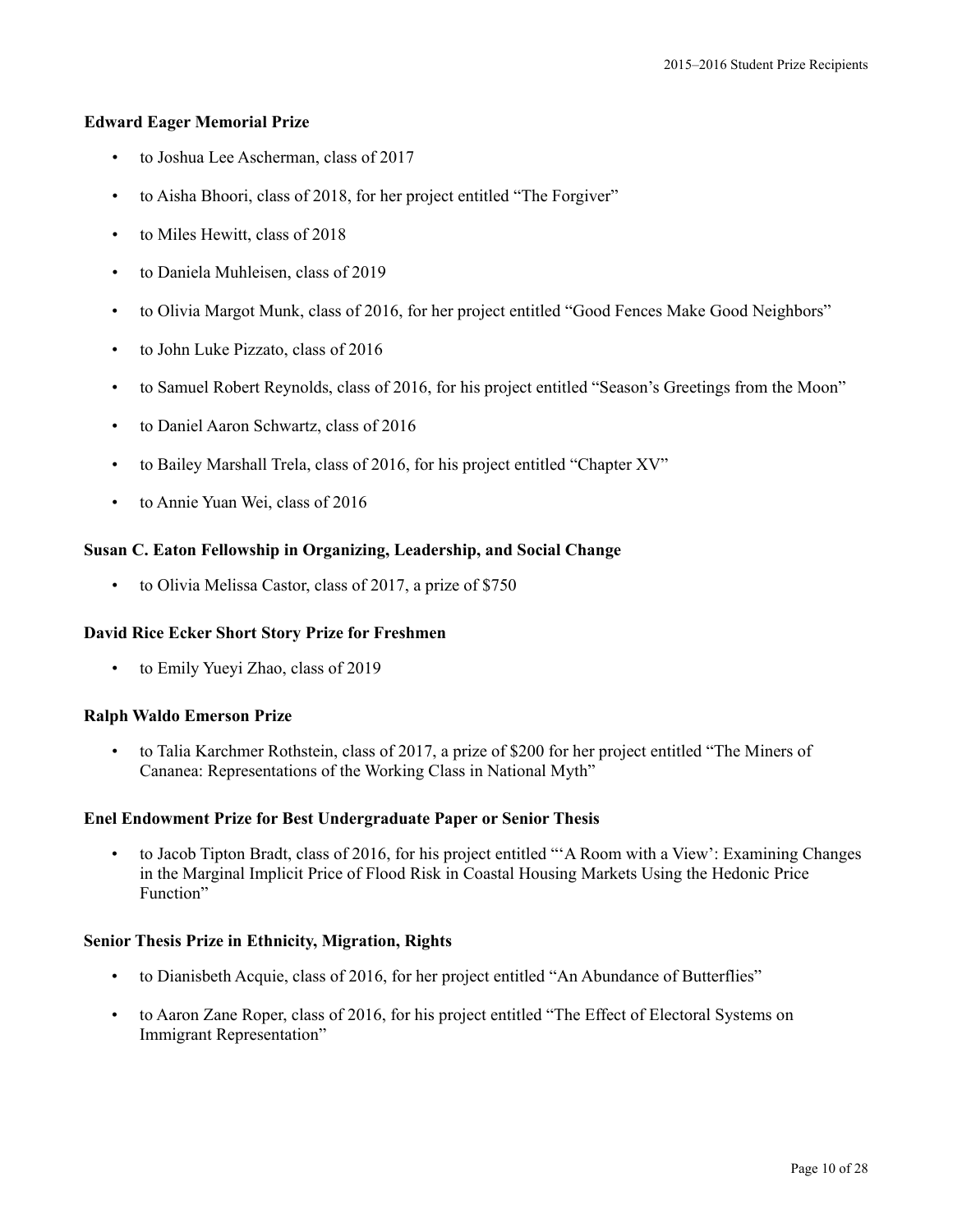### Edward Eager Memorial Prize

- to Joshua Lee Ascherman, class of 2017
- to Aisha Bhoori, class of 2018, for her project entitled "The Forgiver"
- to Miles Hewitt, class of 2018
- to Daniela Muhleisen, class of 2019
- to Olivia Margot Munk, class of 2016, for her project entitled "Good Fences Make Good Neighbors"
- to John Luke Pizzato, class of 2016
- to Samuel Robert Reynolds, class of 2016, for his project entitled "Season's Greetings from the Moon"
- to Daniel Aaron Schwartz, class of 2016
- to Bailey Marshall Trela, class of 2016, for his project entitled "Chapter XV"
- to Annie Yuan Wei, class of 2016

### Susan C. Eaton Fellowship in Organizing, Leadership, and Social Change

- to Olivia Melissa Castor, class of 2017, a prize of $750

### David Rice Ecker Short Story Prize for Freshmen

- to Emily Yueyi Zhao, class of 2019

### Ralph Waldo Emerson Prize

- to Talia Karchmer Rothstein, class of 2017, a prize of $200 for her project entitled "The Miners of Cananea: Representations of the Working Class in National Myth"

### Enel Endowment Prize for Best Undergraduate Paper or Senior Thesis

- to Jacob Tipton Bradt, class of 2016, for his project entitled "'A Room with a View': Examining Changes in the Marginal Implicit Price of Flood Risk in Coastal Housing Markets Using the Hedonic Price Function"

### Senior Thesis Prize in Ethnicity, Migration, Rights

- to Dianisbeth Acquie, class of 2016, for her project entitled "An Abundance of Butterflies"
- to Aaron Zane Roper, class of 2016, for his project entitled "The Effect of Electoral Systems on Immigrant Representation"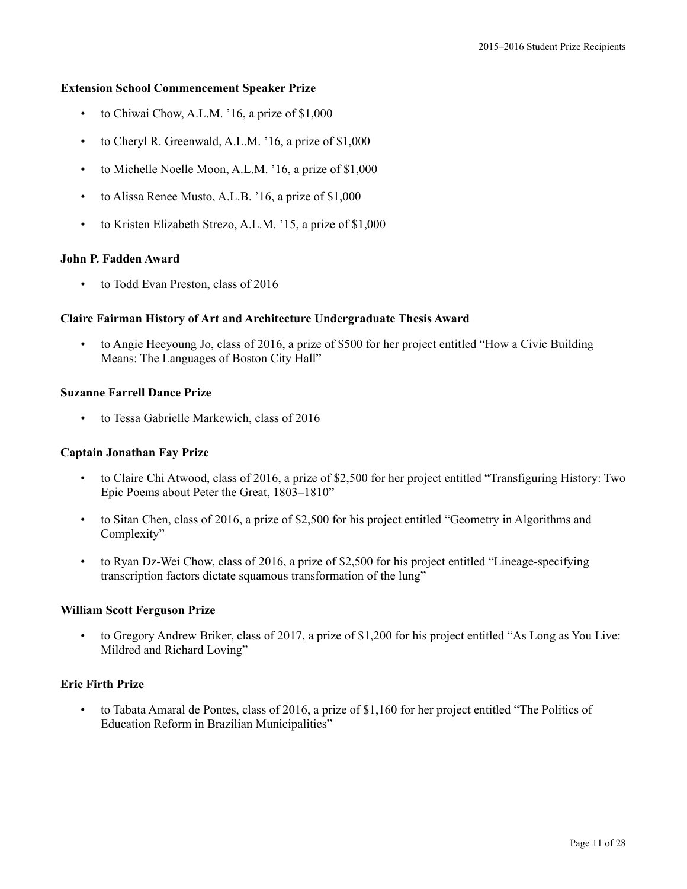### Extension School Commencement Speaker Prize

- to Chiwai Chow, A.L.M. ’16, a prize of $1,000
- to Cheryl R. Greenwald, A.L.M. ’16, a prize of $1,000
- to Michelle Noelle Moon, A.L.M. ’16, a prize of $1,000
- to Alissa Renee Musto, A.L.B. ’16, a prize of $1,000
- to Kristen Elizabeth Strezo, A.L.M. ’15, a prize of $1,000

### John P. Fadden Award

- to Todd Evan Preston, class of 2016

### Claire Fairman History of Art and Architecture Undergraduate Thesis Award

- to Angie Heeyoung Jo, class of 2016, a prize of $500 for her project entitled “How a Civic Building Means: The Languages of Boston City Hall”

### Suzanne Farrell Dance Prize

- to Tessa Gabrielle Markewich, class of 2016

### Captain Jonathan Fay Prize

- to Claire Chi Atwood, class of 2016, a prize of $2,500 for her project entitled “Transfiguring History: Two Epic Poems about Peter the Great, 1803–1810”
- to Sitan Chen, class of 2016, a prize of $2,500 for his project entitled “Geometry in Algorithms and Complexity”
- to Ryan Dz-Wei Chow, class of 2016, a prize of $2,500 for his project entitled “Lineage-specifying transcription factors dictate squamous transformation of the lung”

### William Scott Ferguson Prize

- to Gregory Andrew Briker, class of 2017, a prize of $1,200 for his project entitled “As Long as You Live: Mildred and Richard Loving”

### Eric Firth Prize

- to Tabata Amaral de Pontes, class of 2016, a prize of $1,160 for her project entitled “The Politics of Education Reform in Brazilian Municipalities”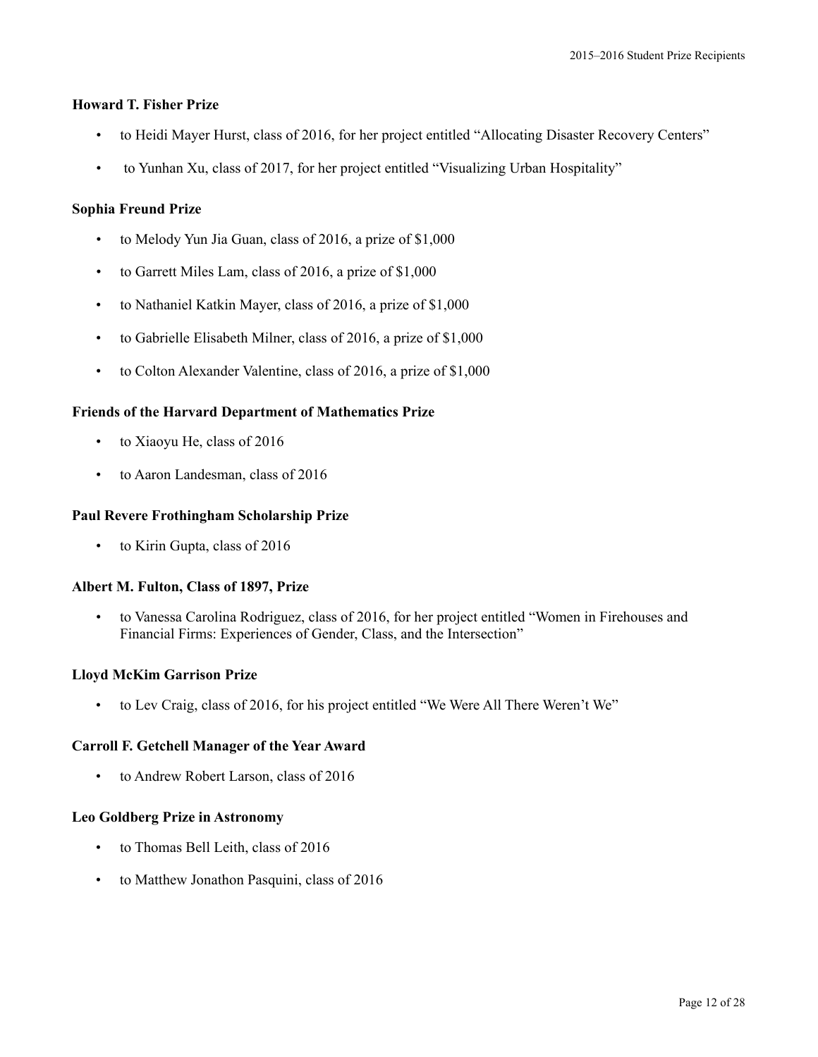### Howard T. Fisher Prize

- to Heidi Mayer Hurst, class of 2016, for her project entitled “Allocating Disaster Recovery Centers”
- to Yunhan Xu, class of 2017, for her project entitled “Visualizing Urban Hospitality”

### Sophia Freund Prize

- to Melody Yun Jia Guan, class of 2016, a prize of $1,000
- to Garrett Miles Lam, class of 2016, a prize of $1,000
- to Nathaniel Katkin Mayer, class of 2016, a prize of $1,000
- to Gabrielle Elisabeth Milner, class of 2016, a prize of $1,000
- to Colton Alexander Valentine, class of 2016, a prize of $1,000

### Friends of the Harvard Department of Mathematics Prize

- to Xiaoyu He, class of 2016
- to Aaron Landesman, class of 2016

### Paul Revere Frothingham Scholarship Prize

- to Kirin Gupta, class of 2016

### Albert M. Fulton, Class of 1897, Prize

- to Vanessa Carolina Rodriguez, class of 2016, for her project entitled “Women in Firehouses and Financial Firms: Experiences of Gender, Class, and the Intersection”

### Lloyd McKim Garrison Prize

- to Lev Craig, class of 2016, for his project entitled “We Were All There Weren’t We”

### Carroll F. Getchell Manager of the Year Award

- to Andrew Robert Larson, class of 2016

### Leo Goldberg Prize in Astronomy

- to Thomas Bell Leith, class of 2016
- to Matthew Jonathon Pasquini, class of 2016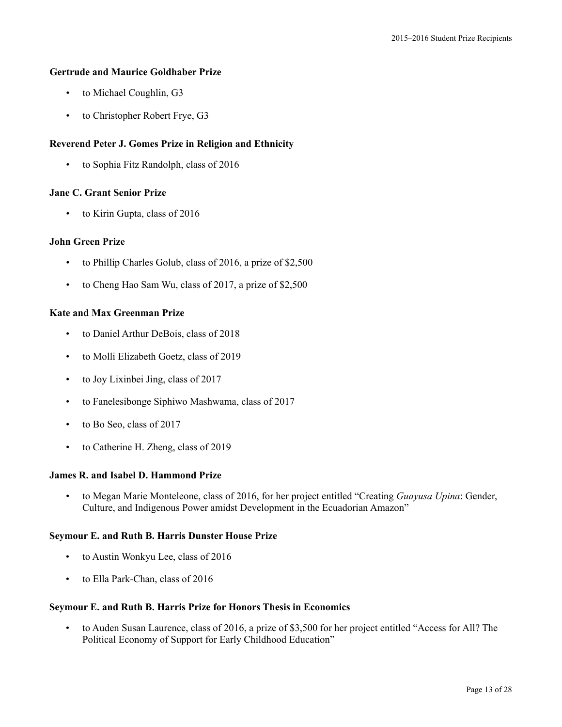### Gertrude and Maurice Goldhaber Prize

- to Michael Coughlin, G3
- to Christopher Robert Frye, G3

### Reverend Peter J. Gomes Prize in Religion and Ethnicity

- to Sophia Fitz Randolph, class of 2016

### Jane C. Grant Senior Prize

- to Kirin Gupta, class of 2016

### John Green Prize

- to Phillip Charles Golub, class of 2016, a prize of $2,500
- to Cheng Hao Sam Wu, class of 2017, a prize of $2,500

### Kate and Max Greenman Prize

- to Daniel Arthur DeBois, class of 2018
- to Molli Elizabeth Goetz, class of 2019
- to Joy Lixinbei Jing, class of 2017
- to Fanelesibonge Siphiwo Mashwama, class of 2017
- to Bo Seo, class of 2017
- to Catherine H. Zheng, class of 2019

### James R. and Isabel D. Hammond Prize

- to Megan Marie Monteleone, class of 2016, for her project entitled "Creating *Guayusa Upina*: Gender, Culture, and Indigenous Power amidst Development in the Ecuadorian Amazon"

### Seymour E. and Ruth B. Harris Dunster House Prize

- to Austin Wonkyu Lee, class of 2016
- to Ella Park-Chan, class of 2016

### Seymour E. and Ruth B. Harris Prize for Honors Thesis in Economics

- to Auden Susan Laurence, class of 2016, a prize of $3,500 for her project entitled "Access for All? The Political Economy of Support for Early Childhood Education"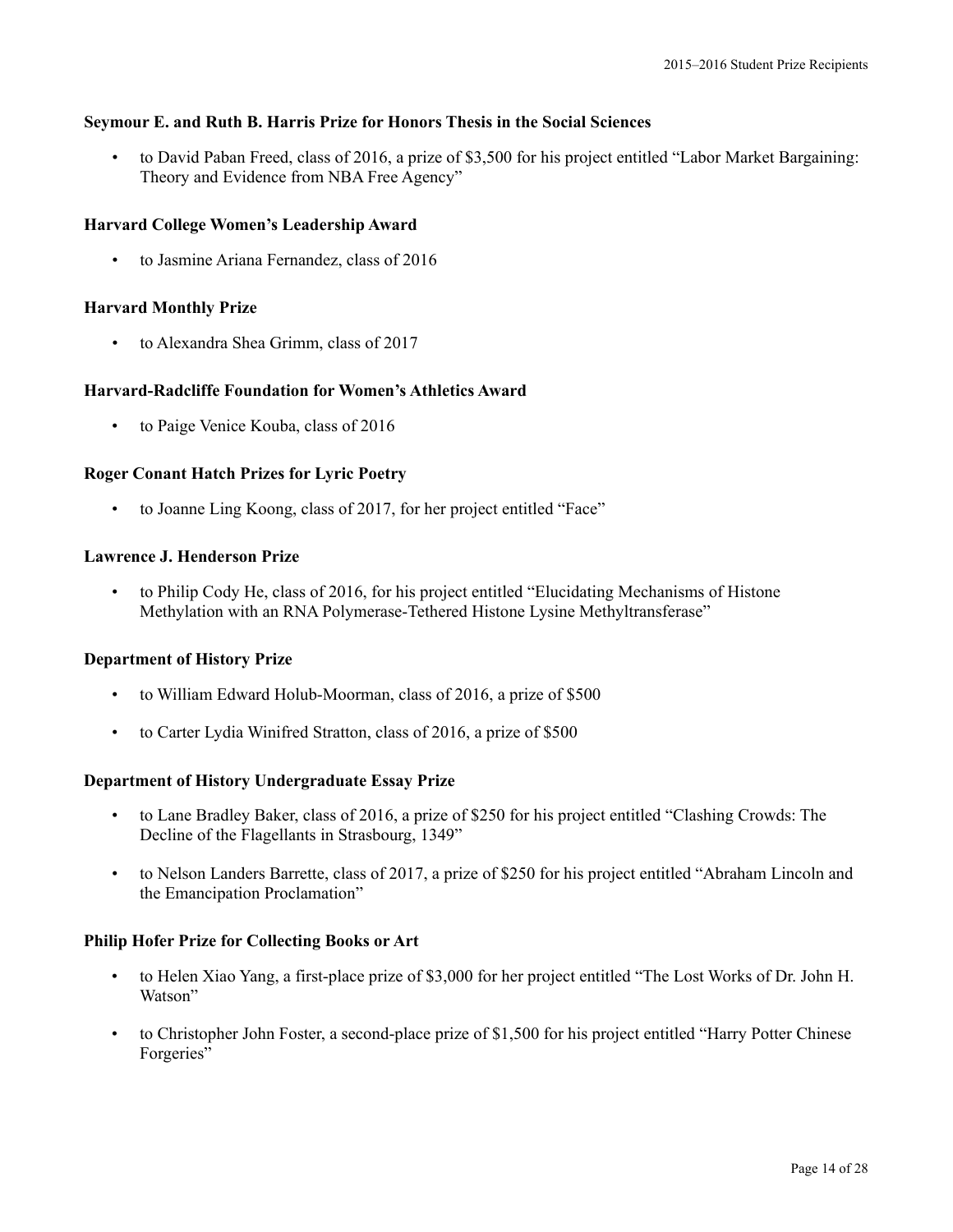**Seymour E. and Ruth B. Harris Prize for Honors Thesis in the Social Sciences**

- to David Paban Freed, class of 2016, a prize of $3,500 for his project entitled "Labor Market Bargaining: Theory and Evidence from NBA Free Agency"

**Harvard College Women's Leadership Award**

- to Jasmine Ariana Fernandez, class of 2016

**Harvard Monthly Prize**

- to Alexandra Shea Grimm, class of 2017

**Harvard-Radcliffe Foundation for Women's Athletics Award**

- to Paige Venice Kouba, class of 2016

**Roger Conant Hatch Prizes for Lyric Poetry**

- to Joanne Ling Koong, class of 2017, for her project entitled "Face"

**Lawrence J. Henderson Prize**

- to Philip Cody He, class of 2016, for his project entitled "Elucidating Mechanisms of Histone Methylation with an RNA Polymerase-Tethered Histone Lysine Methyltransferase"

**Department of History Prize**

- to William Edward Holub-Moorman, class of 2016, a prize of $500
- to Carter Lydia Winifred Stratton, class of 2016, a prize of $500

**Department of History Undergraduate Essay Prize**

- to Lane Bradley Baker, class of 2016, a prize of $250 for his project entitled "Clashing Crowds: The Decline of the Flagellants in Strasbourg, 1349"
- to Nelson Landers Barrette, class of 2017, a prize of $250 for his project entitled "Abraham Lincoln and the Emancipation Proclamation"

**Philip Hofer Prize for Collecting Books or Art**

- to Helen Xiao Yang, a first-place prize of $3,000 for her project entitled "The Lost Works of Dr. John H. Watson"
- to Christopher John Foster, a second-place prize of $1,500 for his project entitled "Harry Potter Chinese Forgeries"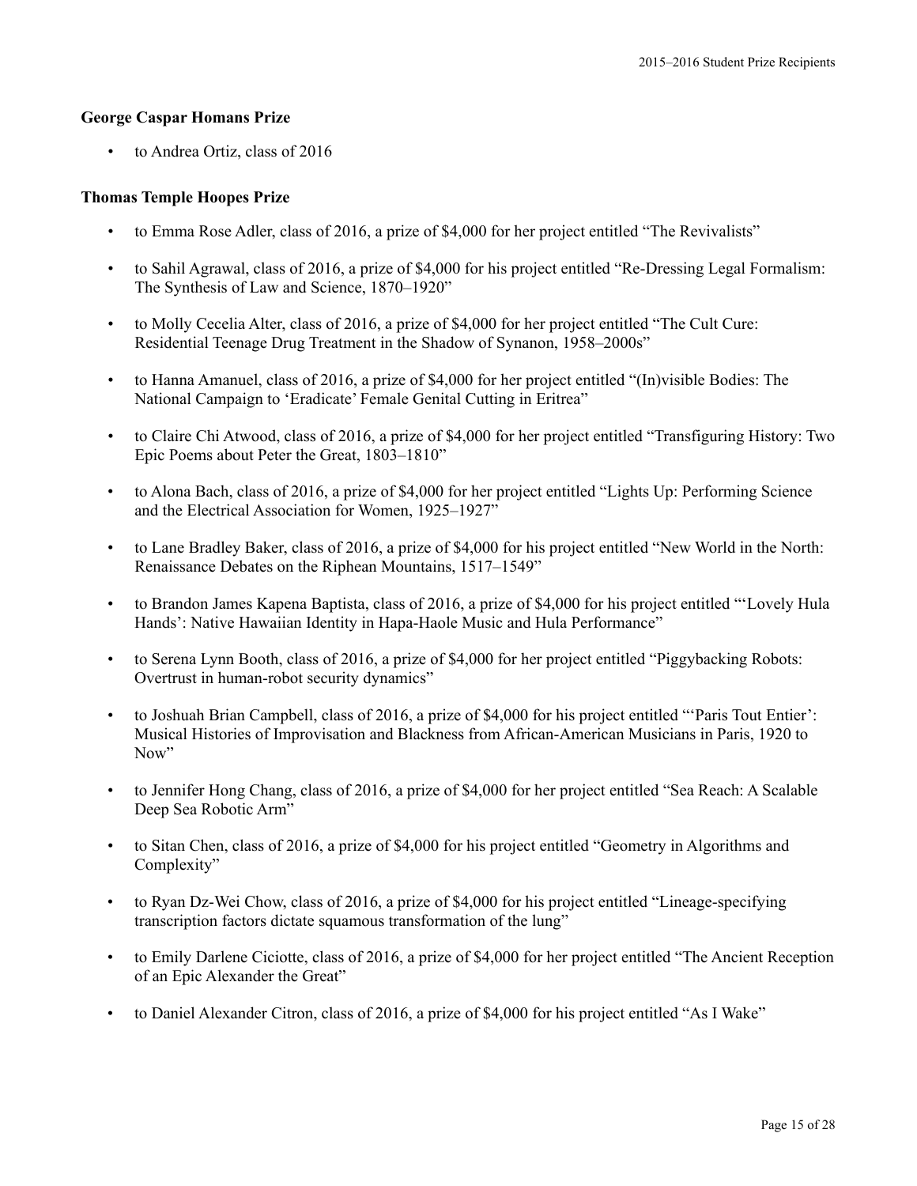### George Caspar Homans Prize

- to Andrea Ortiz, class of 2016

### Thomas Temple Hoopes Prize

- to Emma Rose Adler, class of 2016, a prize of $4,000 for her project entitled "The Revivalists"
- to Sahil Agrawal, class of 2016, a prize of $4,000 for his project entitled "Re-Dressing Legal Formalism: The Synthesis of Law and Science, 1870–1920"
- to Molly Cecelia Alter, class of 2016, a prize of $4,000 for her project entitled "The Cult Cure: Residential Teenage Drug Treatment in the Shadow of Synanon, 1958–2000s"
- to Hanna Amanuel, class of 2016, a prize of $4,000 for her project entitled "(In)visible Bodies: The National Campaign to 'Eradicate' Female Genital Cutting in Eritrea"
- to Claire Chi Atwood, class of 2016, a prize of $4,000 for her project entitled "Transfiguring History: Two Epic Poems about Peter the Great, 1803–1810"
- to Alona Bach, class of 2016, a prize of $4,000 for her project entitled "Lights Up: Performing Science and the Electrical Association for Women, 1925–1927"
- to Lane Bradley Baker, class of 2016, a prize of $4,000 for his project entitled "New World in the North: Renaissance Debates on the Riphean Mountains, 1517–1549"
- to Brandon James Kapena Baptista, class of 2016, a prize of $4,000 for his project entitled "'Lovely Hula Hands': Native Hawaiian Identity in Hapa-Haole Music and Hula Performance"
- to Serena Lynn Booth, class of 2016, a prize of $4,000 for her project entitled "Piggybacking Robots: Overtrust in human-robot security dynamics"
- to Joshuah Brian Campbell, class of 2016, a prize of $4,000 for his project entitled "'Paris Tout Entier': Musical Histories of Improvisation and Blackness from African-American Musicians in Paris, 1920 to Now"
- to Jennifer Hong Chang, class of 2016, a prize of $4,000 for her project entitled "Sea Reach: A Scalable Deep Sea Robotic Arm"
- to Sitan Chen, class of 2016, a prize of $4,000 for his project entitled "Geometry in Algorithms and Complexity"
- to Ryan Dz-Wei Chow, class of 2016, a prize of $4,000 for his project entitled "Lineage-specifying transcription factors dictate squamous transformation of the lung"
- to Emily Darlene Ciciotte, class of 2016, a prize of $4,000 for her project entitled "The Ancient Reception of an Epic Alexander the Great"
- to Daniel Alexander Citron, class of 2016, a prize of $4,000 for his project entitled "As I Wake"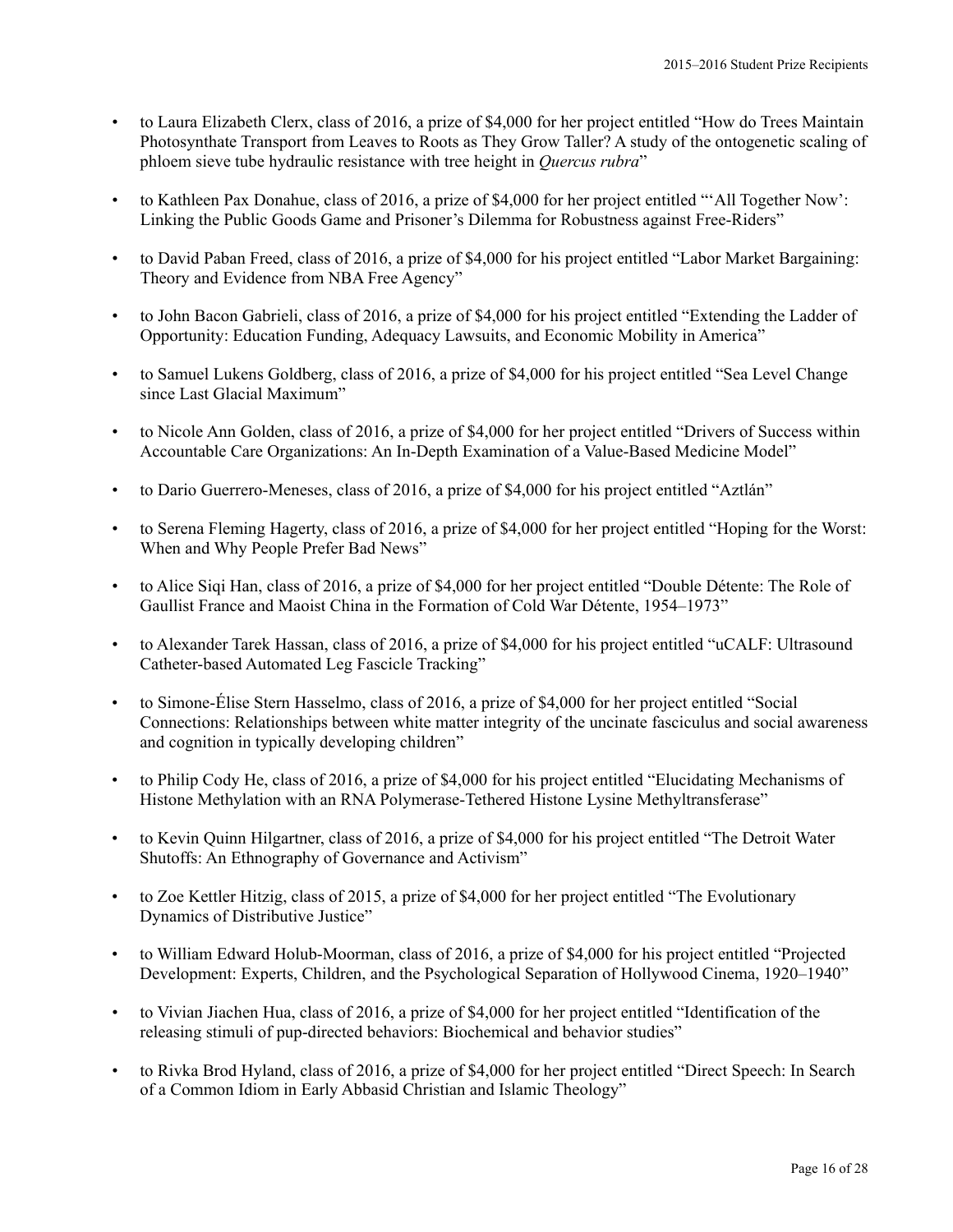- to Laura Elizabeth Clerx, class of 2016, a prize of $4,000 for her project entitled "How do Trees Maintain Photosynthate Transport from Leaves to Roots as They Grow Taller? A study of the ontogenetic scaling of phloem sieve tube hydraulic resistance with tree height in *Quercus rubra*"

- to Kathleen Pax Donahue, class of 2016, a prize of $4,000 for her project entitled "'All Together Now': Linking the Public Goods Game and Prisoner's Dilemma for Robustness against Free-Riders"

- to David Paban Freed, class of 2016, a prize of $4,000 for his project entitled "Labor Market Bargaining: Theory and Evidence from NBA Free Agency"

- to John Bacon Gabrieli, class of 2016, a prize of $4,000 for his project entitled "Extending the Ladder of Opportunity: Education Funding, Adequacy Lawsuits, and Economic Mobility in America"

- to Samuel Lukens Goldberg, class of 2016, a prize of $4,000 for his project entitled "Sea Level Change since Last Glacial Maximum"

- to Nicole Ann Golden, class of 2016, a prize of $4,000 for her project entitled "Drivers of Success within Accountable Care Organizations: An In-Depth Examination of a Value-Based Medicine Model"

- to Dario Guerrero-Meneses, class of 2016, a prize of $4,000 for his project entitled "Aztlán"

- to Serena Fleming Hagerty, class of 2016, a prize of $4,000 for her project entitled "Hoping for the Worst: When and Why People Prefer Bad News"

- to Alice Siqi Han, class of 2016, a prize of $4,000 for her project entitled "Double Détente: The Role of Gaullist France and Maoist China in the Formation of Cold War Détente, 1954–1973"

- to Alexander Tarek Hassan, class of 2016, a prize of $4,000 for his project entitled "uCALF: Ultrasound Catheter-based Automated Leg Fascicle Tracking"

- to Simone-Élise Stern Hasselmo, class of 2016, a prize of $4,000 for her project entitled "Social Connections: Relationships between white matter integrity of the uncinate fasciculus and social awareness and cognition in typically developing children"

- to Philip Cody He, class of 2016, a prize of $4,000 for his project entitled "Elucidating Mechanisms of Histone Methylation with an RNA Polymerase-Tethered Histone Lysine Methyltransferase"

- to Kevin Quinn Hilgartner, class of 2016, a prize of $4,000 for his project entitled "The Detroit Water Shutoffs: An Ethnography of Governance and Activism"

- to Zoe Kettler Hitzig, class of 2015, a prize of $4,000 for her project entitled "The Evolutionary Dynamics of Distributive Justice"

- to William Edward Holub-Moorman, class of 2016, a prize of $4,000 for his project entitled "Projected Development: Experts, Children, and the Psychological Separation of Hollywood Cinema, 1920–1940"

- to Vivian Jiachen Hua, class of 2016, a prize of $4,000 for her project entitled "Identification of the releasing stimuli of pup-directed behaviors: Biochemical and behavior studies"

- to Rivka Brod Hyland, class of 2016, a prize of $4,000 for her project entitled "Direct Speech: In Search of a Common Idiom in Early Abbasid Christian and Islamic Theology"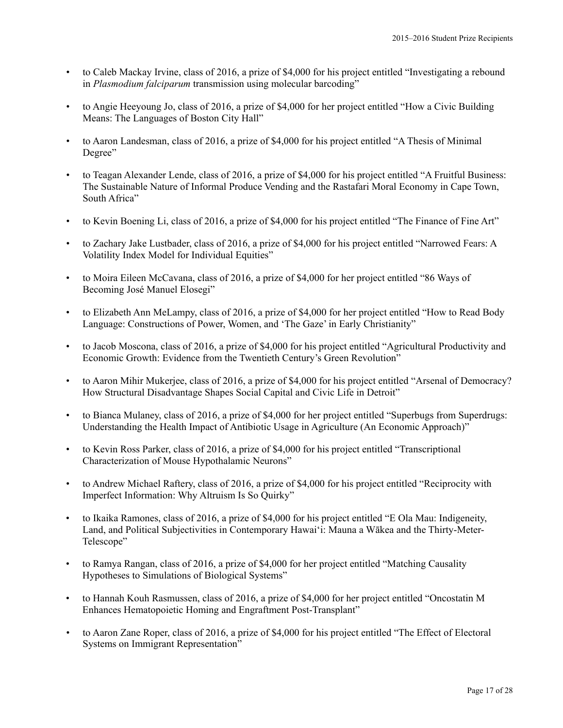- to Caleb Mackay Irvine, class of 2016, a prize of $4,000 for his project entitled "Investigating a rebound in *Plasmodium falciparum* transmission using molecular barcoding"

- to Angie Heeyoung Jo, class of 2016, a prize of $4,000 for her project entitled "How a Civic Building Means: The Languages of Boston City Hall"

- to Aaron Landesman, class of 2016, a prize of $4,000 for his project entitled "A Thesis of Minimal Degree"

- to Teagan Alexander Lende, class of 2016, a prize of $4,000 for his project entitled "A Fruitful Business: The Sustainable Nature of Informal Produce Vending and the Rastafari Moral Economy in Cape Town, South Africa"

- to Kevin Boening Li, class of 2016, a prize of $4,000 for his project entitled "The Finance of Fine Art"

- to Zachary Jake Lustbader, class of 2016, a prize of $4,000 for his project entitled "Narrowed Fears: A Volatility Index Model for Individual Equities"

- to Moira Eileen McCavana, class of 2016, a prize of $4,000 for her project entitled "86 Ways of Becoming José Manuel Elosegi"

- to Elizabeth Ann MeLampy, class of 2016, a prize of $4,000 for her project entitled "How to Read Body Language: Constructions of Power, Women, and 'The Gaze' in Early Christianity"

- to Jacob Moscona, class of 2016, a prize of $4,000 for his project entitled "Agricultural Productivity and Economic Growth: Evidence from the Twentieth Century's Green Revolution"

- to Aaron Mihir Mukerjee, class of 2016, a prize of $4,000 for his project entitled "Arsenal of Democracy? How Structural Disadvantage Shapes Social Capital and Civic Life in Detroit"

- to Bianca Mulaney, class of 2016, a prize of $4,000 for her project entitled "Superbugs from Superdrugs: Understanding the Health Impact of Antibiotic Usage in Agriculture (An Economic Approach)"

- to Kevin Ross Parker, class of 2016, a prize of $4,000 for his project entitled "Transcriptional Characterization of Mouse Hypothalamic Neurons"

- to Andrew Michael Raftery, class of 2016, a prize of $4,000 for his project entitled "Reciprocity with Imperfect Information: Why Altruism Is So Quirky"

- to Ikaika Ramones, class of 2016, a prize of $4,000 for his project entitled "E Ola Mau: Indigeneity, Land, and Political Subjectivities in Contemporary Hawai'i: Mauna a Wākea and the Thirty-Meter-Telescope"

- to Ramya Rangan, class of 2016, a prize of $4,000 for her project entitled "Matching Causality Hypotheses to Simulations of Biological Systems"

- to Hannah Kouh Rasmussen, class of 2016, a prize of $4,000 for her project entitled "Oncostatin M Enhances Hematopoietic Homing and Engraftment Post-Transplant"

- to Aaron Zane Roper, class of 2016, a prize of $4,000 for his project entitled "The Effect of Electoral Systems on Immigrant Representation"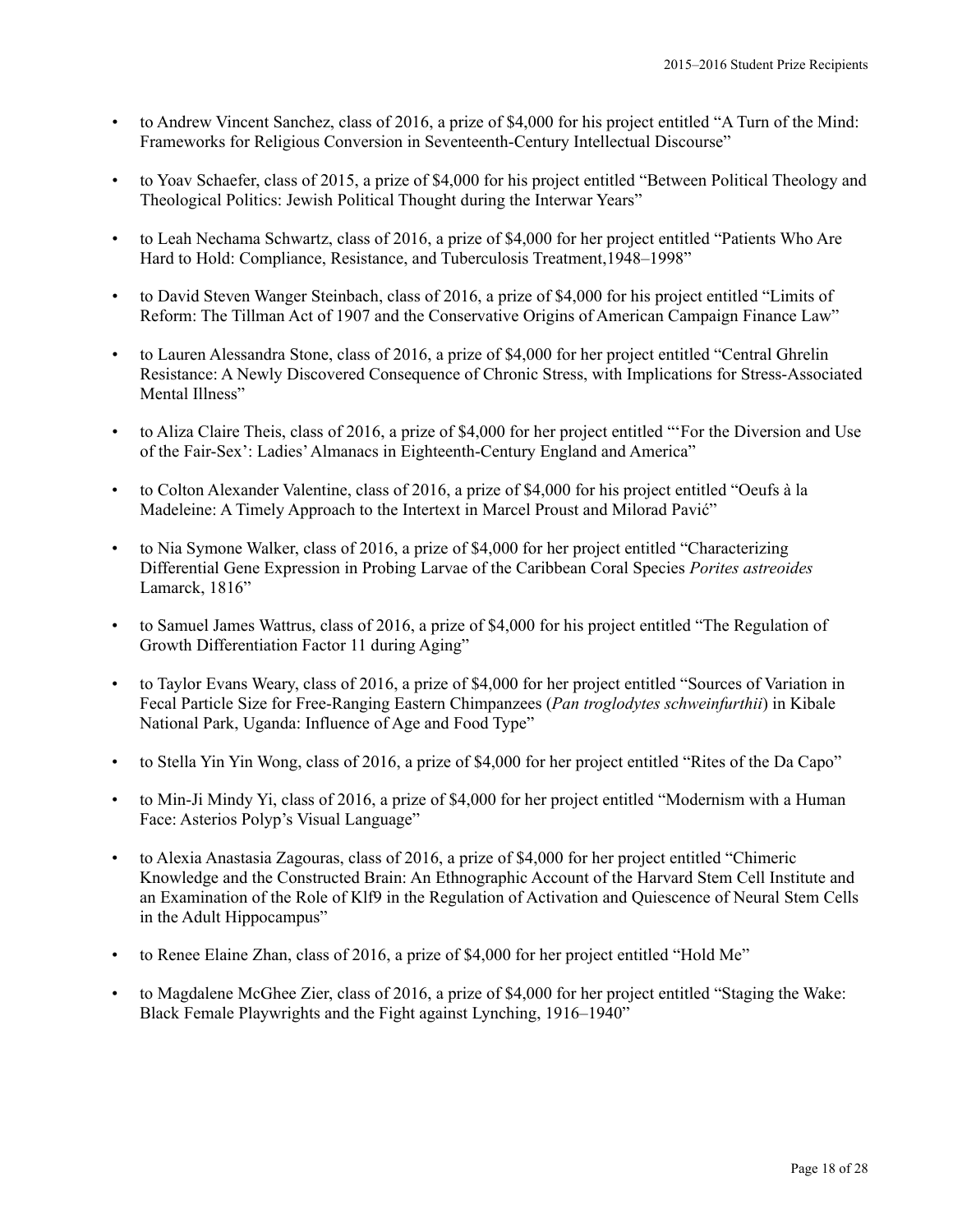- to Andrew Vincent Sanchez, class of 2016, a prize of $4,000 for his project entitled "A Turn of the Mind: Frameworks for Religious Conversion in Seventeenth-Century Intellectual Discourse"

- to Yoav Schaefer, class of 2015, a prize of $4,000 for his project entitled "Between Political Theology and Theological Politics: Jewish Political Thought during the Interwar Years"

- to Leah Nechama Schwartz, class of 2016, a prize of $4,000 for her project entitled "Patients Who Are Hard to Hold: Compliance, Resistance, and Tuberculosis Treatment,1948–1998"

- to David Steven Wanger Steinbach, class of 2016, a prize of $4,000 for his project entitled "Limits of Reform: The Tillman Act of 1907 and the Conservative Origins of American Campaign Finance Law"

- to Lauren Alessandra Stone, class of 2016, a prize of $4,000 for her project entitled "Central Ghrelin Resistance: A Newly Discovered Consequence of Chronic Stress, with Implications for Stress-Associated Mental Illness"

- to Aliza Claire Theis, class of 2016, a prize of $4,000 for her project entitled "'For the Diversion and Use of the Fair-Sex': Ladies' Almanacs in Eighteenth-Century England and America"

- to Colton Alexander Valentine, class of 2016, a prize of $4,000 for his project entitled "Oeufs à la Madeleine: A Timely Approach to the Intertext in Marcel Proust and Milorad Pavić"

- to Nia Symone Walker, class of 2016, a prize of $4,000 for her project entitled "Characterizing Differential Gene Expression in Probing Larvae of the Caribbean Coral Species *Porites astreoides* Lamarck, 1816"

- to Samuel James Wattrus, class of 2016, a prize of $4,000 for his project entitled "The Regulation of Growth Differentiation Factor 11 during Aging"

- to Taylor Evans Weary, class of 2016, a prize of $4,000 for her project entitled "Sources of Variation in Fecal Particle Size for Free-Ranging Eastern Chimpanzees (*Pan troglodytes schweinfurthii*) in Kibale National Park, Uganda: Influence of Age and Food Type"

- to Stella Yin Yin Wong, class of 2016, a prize of $4,000 for her project entitled "Rites of the Da Capo"

- to Min-Ji Mindy Yi, class of 2016, a prize of $4,000 for her project entitled "Modernism with a Human Face: Asterios Polyp's Visual Language"

- to Alexia Anastasia Zagouras, class of 2016, a prize of $4,000 for her project entitled "Chimeric Knowledge and the Constructed Brain: An Ethnographic Account of the Harvard Stem Cell Institute and an Examination of the Role of Klf9 in the Regulation of Activation and Quiescence of Neural Stem Cells in the Adult Hippocampus"

- to Renee Elaine Zhan, class of 2016, a prize of $4,000 for her project entitled "Hold Me"

- to Magdalene McGhee Zier, class of 2016, a prize of $4,000 for her project entitled "Staging the Wake: Black Female Playwrights and the Fight against Lynching, 1916–1940"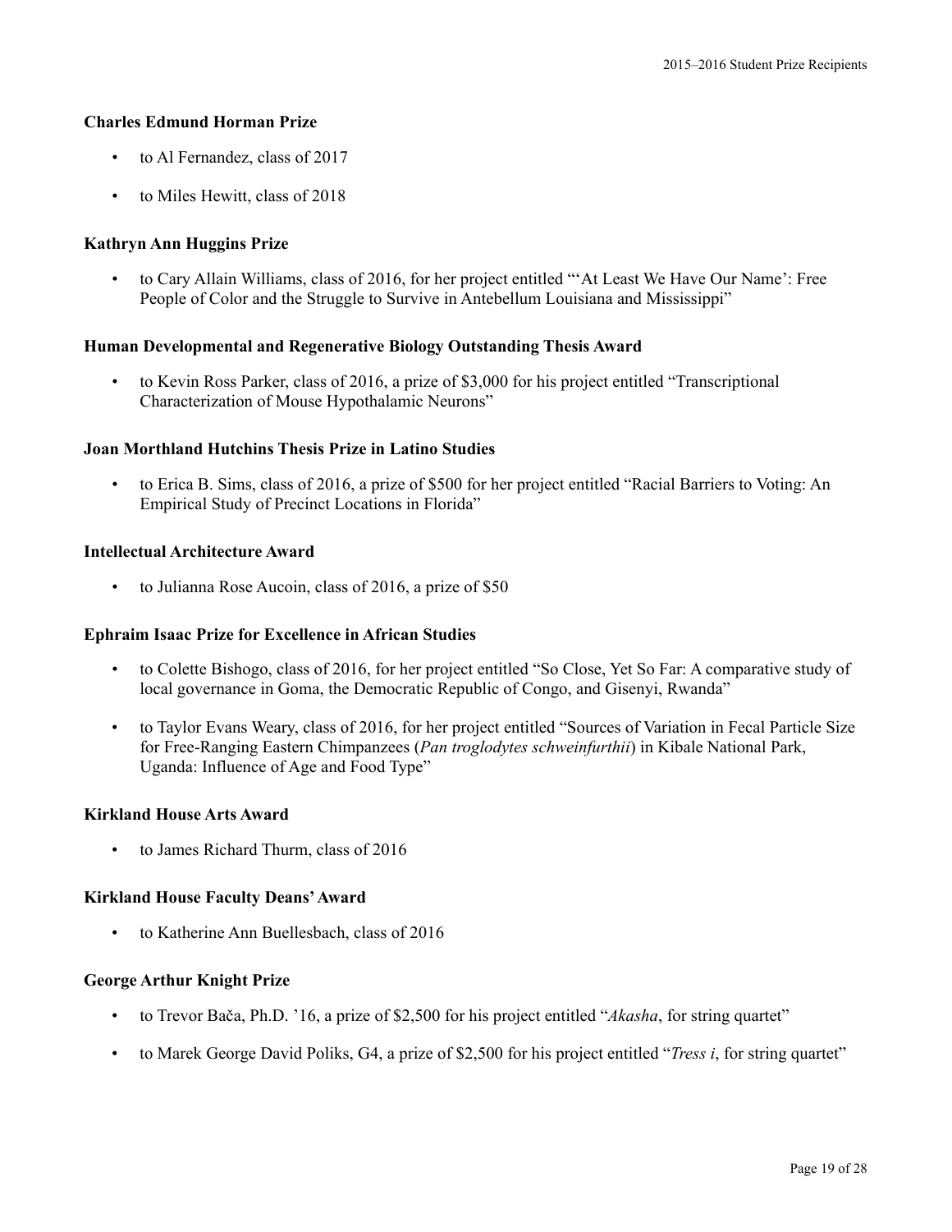**Charles Edmund Horman Prize**

- to Al Fernandez, class of 2017
- to Miles Hewitt, class of 2018

**Kathryn Ann Huggins Prize**

- to Cary Allain Williams, class of 2016, for her project entitled "'At Least We Have Our Name': Free People of Color and the Struggle to Survive in Antebellum Louisiana and Mississippi"

**Human Developmental and Regenerative Biology Outstanding Thesis Award**

- to Kevin Ross Parker, class of 2016, a prize of $3,000 for his project entitled "Transcriptional Characterization of Mouse Hypothalamic Neurons"

**Joan Morthland Hutchins Thesis Prize in Latino Studies**

- to Erica B. Sims, class of 2016, a prize of $500 for her project entitled "Racial Barriers to Voting: An Empirical Study of Precinct Locations in Florida"

**Intellectual Architecture Award**

- to Julianna Rose Aucoin, class of 2016, a prize of $50

**Ephraim Isaac Prize for Excellence in African Studies**

- to Colette Bishogo, class of 2016, for her project entitled "So Close, Yet So Far: A comparative study of local governance in Goma, the Democratic Republic of Congo, and Gisenyi, Rwanda"
- to Taylor Evans Weary, class of 2016, for her project entitled "Sources of Variation in Fecal Particle Size for Free-Ranging Eastern Chimpanzees (*Pan troglodytes schweinfurthii*) in Kibale National Park, Uganda: Influence of Age and Food Type"

**Kirkland House Arts Award**

- to James Richard Thurm, class of 2016

**Kirkland House Faculty Deans' Award**

- to Katherine Ann Buellesbach, class of 2016

**George Arthur Knight Prize**

- to Trevor Bača, Ph.D. '16, a prize of $2,500 for his project entitled "*Akasha*, for string quartet"
- to Marek George David Poliks, G4, a prize of $2,500 for his project entitled "*Tress i*, for string quartet"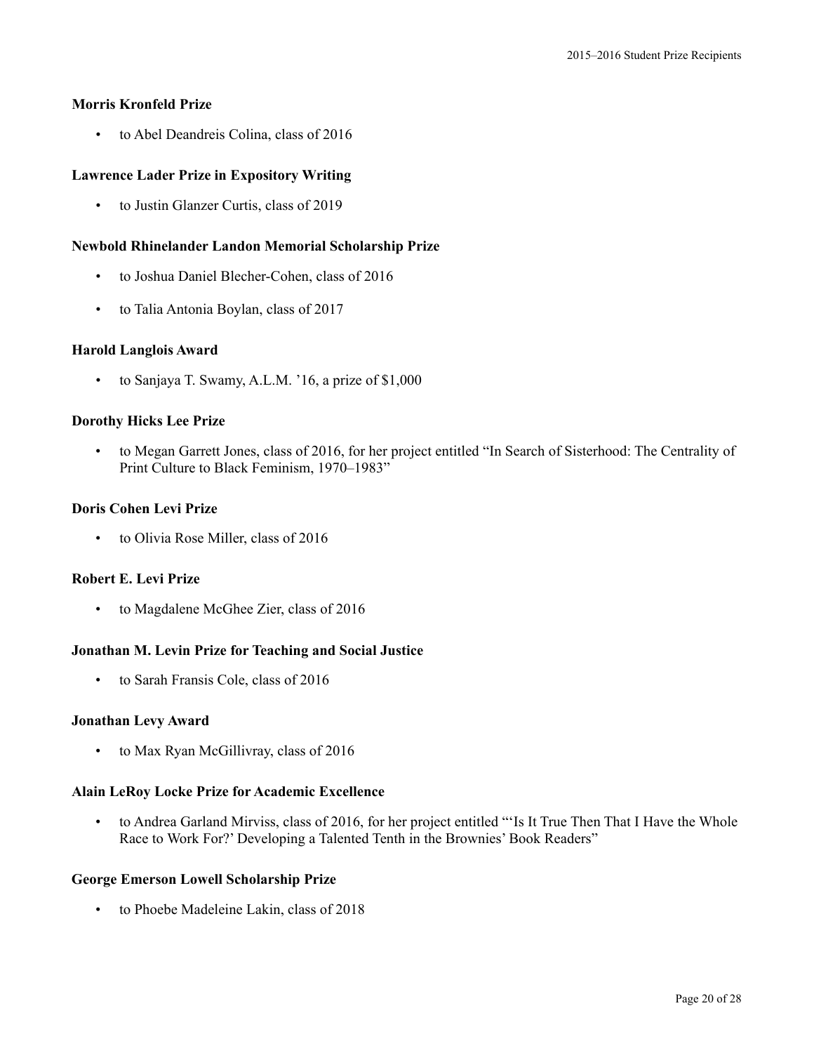**Morris Kronfeld Prize**

- to Abel Deandreis Colina, class of 2016

**Lawrence Lader Prize in Expository Writing**

- to Justin Glanzer Curtis, class of 2019

**Newbold Rhinelander Landon Memorial Scholarship Prize**

- to Joshua Daniel Blecher-Cohen, class of 2016
- to Talia Antonia Boylan, class of 2017

**Harold Langlois Award**

- to Sanjaya T. Swamy, A.L.M. '16, a prize of $1,000

**Dorothy Hicks Lee Prize**

- to Megan Garrett Jones, class of 2016, for her project entitled "In Search of Sisterhood: The Centrality of Print Culture to Black Feminism, 1970–1983"

**Doris Cohen Levi Prize**

- to Olivia Rose Miller, class of 2016

**Robert E. Levi Prize**

- to Magdalene McGhee Zier, class of 2016

**Jonathan M. Levin Prize for Teaching and Social Justice**

- to Sarah Fransis Cole, class of 2016

**Jonathan Levy Award**

- to Max Ryan McGillivray, class of 2016

**Alain LeRoy Locke Prize for Academic Excellence**

- to Andrea Garland Mirviss, class of 2016, for her project entitled "'Is It True Then That I Have the Whole Race to Work For?' Developing a Talented Tenth in the Brownies' Book Readers"

**George Emerson Lowell Scholarship Prize**

- to Phoebe Madeleine Lakin, class of 2018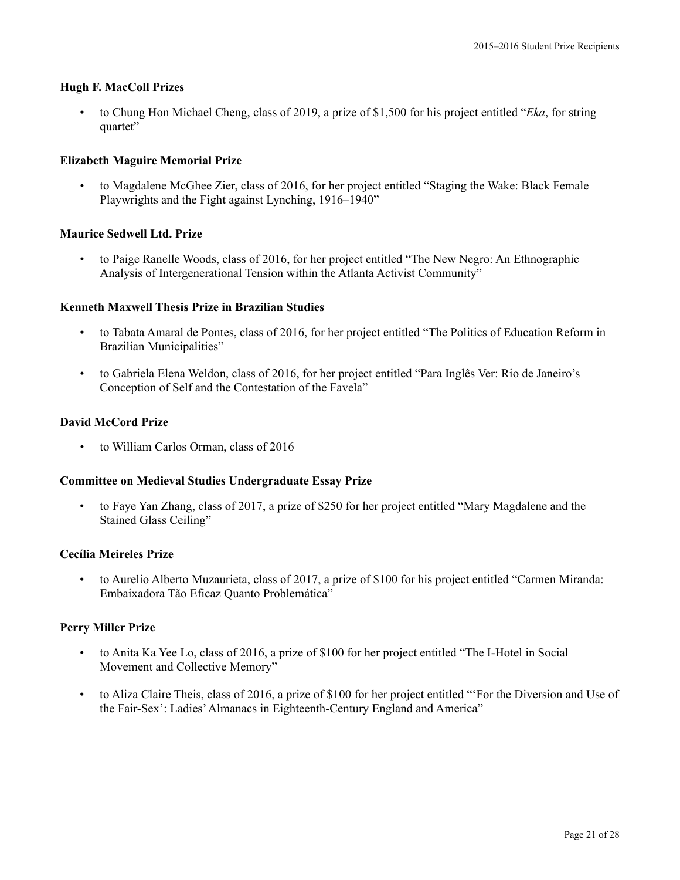**Hugh F. MacColl Prizes**

- to Chung Hon Michael Cheng, class of 2019, a prize of $1,500 for his project entitled "*Eka*, for string quartet"

**Elizabeth Maguire Memorial Prize**

- to Magdalene McGhee Zier, class of 2016, for her project entitled "Staging the Wake: Black Female Playwrights and the Fight against Lynching, 1916–1940"

**Maurice Sedwell Ltd. Prize**

- to Paige Ranelle Woods, class of 2016, for her project entitled "The New Negro: An Ethnographic Analysis of Intergenerational Tension within the Atlanta Activist Community"

**Kenneth Maxwell Thesis Prize in Brazilian Studies**

- to Tabata Amaral de Pontes, class of 2016, for her project entitled "The Politics of Education Reform in Brazilian Municipalities"
- to Gabriela Elena Weldon, class of 2016, for her project entitled "Para Inglês Ver: Rio de Janeiro's Conception of Self and the Contestation of the Favela"

**David McCord Prize**

- to William Carlos Orman, class of 2016

**Committee on Medieval Studies Undergraduate Essay Prize**

- to Faye Yan Zhang, class of 2017, a prize of $250 for her project entitled "Mary Magdalene and the Stained Glass Ceiling"

**Cecília Meireles Prize**

- to Aurelio Alberto Muzaurieta, class of 2017, a prize of $100 for his project entitled "Carmen Miranda: Embaixadora Tão Eficaz Quanto Problemática"

**Perry Miller Prize**

- to Anita Ka Yee Lo, class of 2016, a prize of $100 for her project entitled "The I-Hotel in Social Movement and Collective Memory"
- to Aliza Claire Theis, class of 2016, a prize of $100 for her project entitled "'For the Diversion and Use of the Fair-Sex': Ladies' Almanacs in Eighteenth-Century England and America"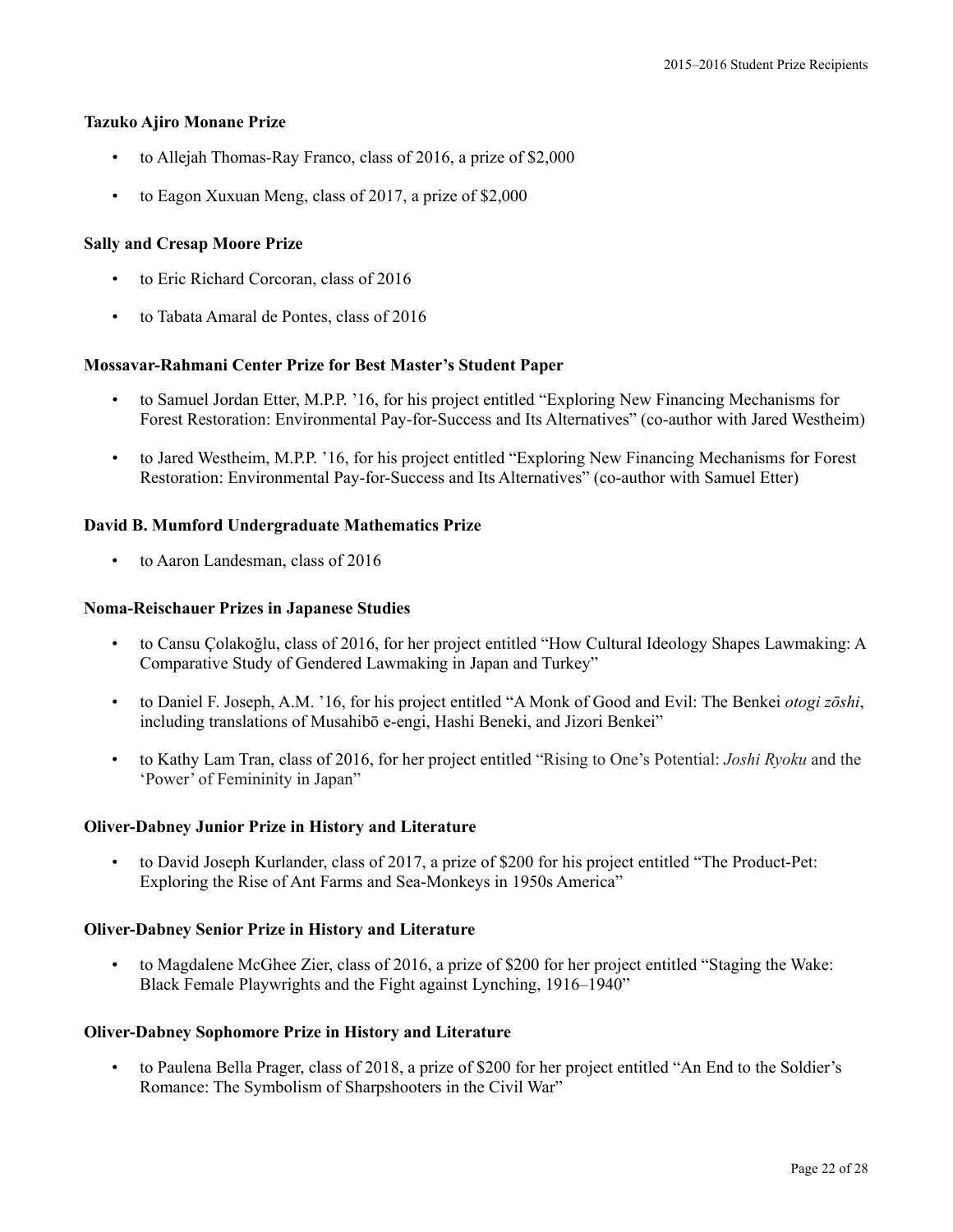**Tazuko Ajiro Monane Prize**

- to Allejah Thomas-Ray Franco, class of 2016, a prize of $2,000
- to Eagon Xuxuan Meng, class of 2017, a prize of $2,000

**Sally and Cresap Moore Prize**

- to Eric Richard Corcoran, class of 2016
- to Tabata Amaral de Pontes, class of 2016

**Mossavar-Rahmani Center Prize for Best Master's Student Paper**

- to Samuel Jordan Etter, M.P.P. '16, for his project entitled "Exploring New Financing Mechanisms for Forest Restoration: Environmental Pay-for-Success and Its Alternatives" (co-author with Jared Westheim)
- to Jared Westheim, M.P.P. '16, for his project entitled "Exploring New Financing Mechanisms for Forest Restoration: Environmental Pay-for-Success and Its Alternatives" (co-author with Samuel Etter)

**David B. Mumford Undergraduate Mathematics Prize**

- to Aaron Landesman, class of 2016

**Noma-Reischauer Prizes in Japanese Studies**

- to Cansu Çolakoğlu, class of 2016, for her project entitled "How Cultural Ideology Shapes Lawmaking: A Comparative Study of Gendered Lawmaking in Japan and Turkey"
- to Daniel F. Joseph, A.M. '16, for his project entitled "A Monk of Good and Evil: The Benkei *otogi zōshi*, including translations of Musahibō e-engi, Hashi Beneki, and Jizori Benkei"
- to Kathy Lam Tran, class of 2016, for her project entitled "Rising to One's Potential: *Joshi Ryoku* and the 'Power' of Femininity in Japan"

**Oliver-Dabney Junior Prize in History and Literature**

- to David Joseph Kurlander, class of 2017, a prize of $200 for his project entitled "The Product-Pet: Exploring the Rise of Ant Farms and Sea-Monkeys in 1950s America"

**Oliver-Dabney Senior Prize in History and Literature**

- to Magdalene McGhee Zier, class of 2016, a prize of $200 for her project entitled "Staging the Wake: Black Female Playwrights and the Fight against Lynching, 1916–1940"

**Oliver-Dabney Sophomore Prize in History and Literature**

- to Paulena Bella Prager, class of 2018, a prize of $200 for her project entitled "An End to the Soldier's Romance: The Symbolism of Sharpshooters in the Civil War"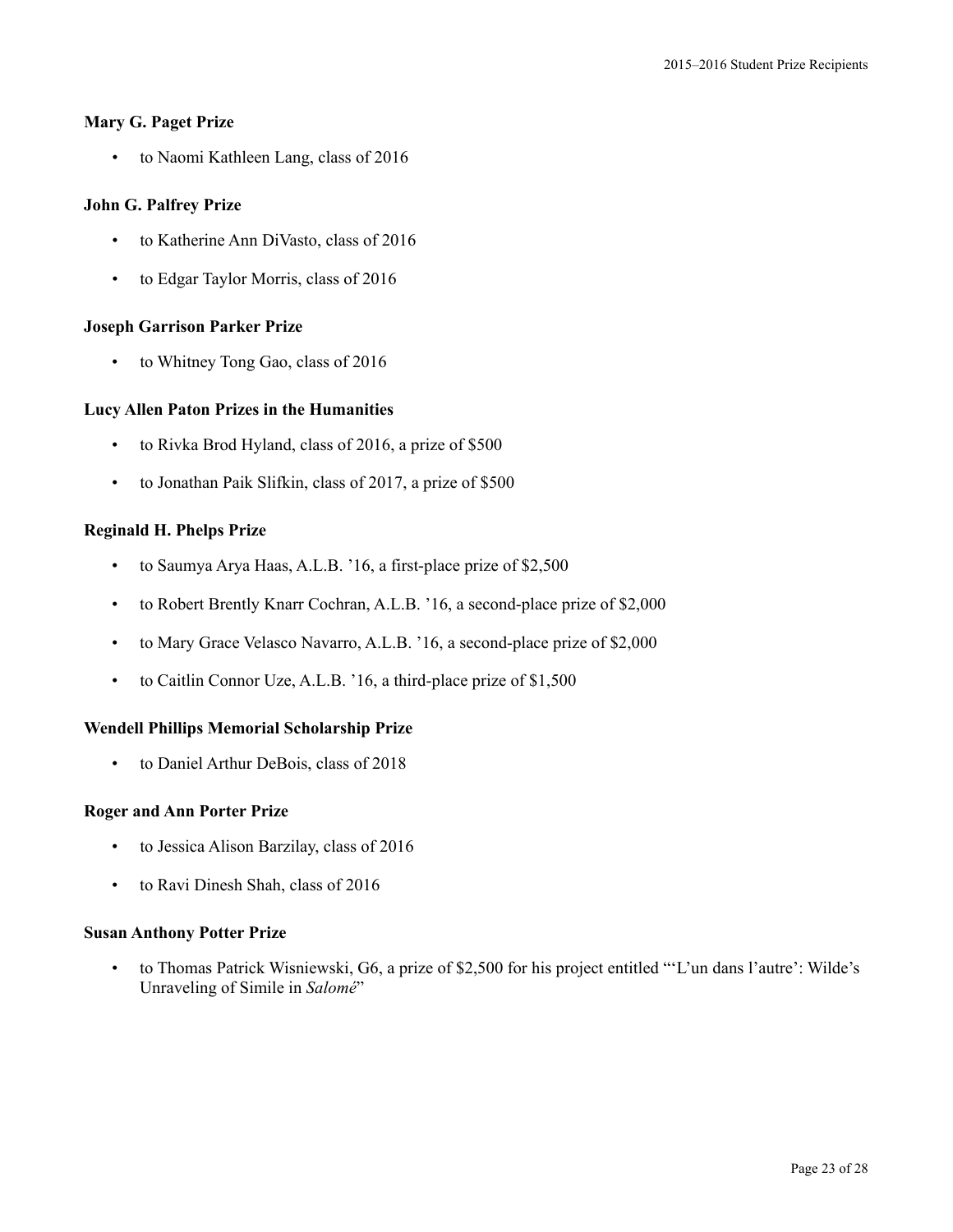**Mary G. Paget Prize**

- to Naomi Kathleen Lang, class of 2016

**John G. Palfrey Prize**

- to Katherine Ann DiVasto, class of 2016
- to Edgar Taylor Morris, class of 2016

**Joseph Garrison Parker Prize**

- to Whitney Tong Gao, class of 2016

**Lucy Allen Paton Prizes in the Humanities**

- to Rivka Brod Hyland, class of 2016, a prize of $500
- to Jonathan Paik Slifkin, class of 2017, a prize of $500

**Reginald H. Phelps Prize**

- to Saumya Arya Haas, A.L.B. '16, a first-place prize of $2,500
- to Robert Brently Knarr Cochran, A.L.B. '16, a second-place prize of $2,000
- to Mary Grace Velasco Navarro, A.L.B. '16, a second-place prize of $2,000
- to Caitlin Connor Uze, A.L.B. '16, a third-place prize of $1,500

**Wendell Phillips Memorial Scholarship Prize**

- to Daniel Arthur DeBois, class of 2018

**Roger and Ann Porter Prize**

- to Jessica Alison Barzilay, class of 2016
- to Ravi Dinesh Shah, class of 2016

**Susan Anthony Potter Prize**

- to Thomas Patrick Wisniewski, G6, a prize of $2,500 for his project entitled "'L'un dans l'autre': Wilde's Unraveling of Simile in *Salomé*"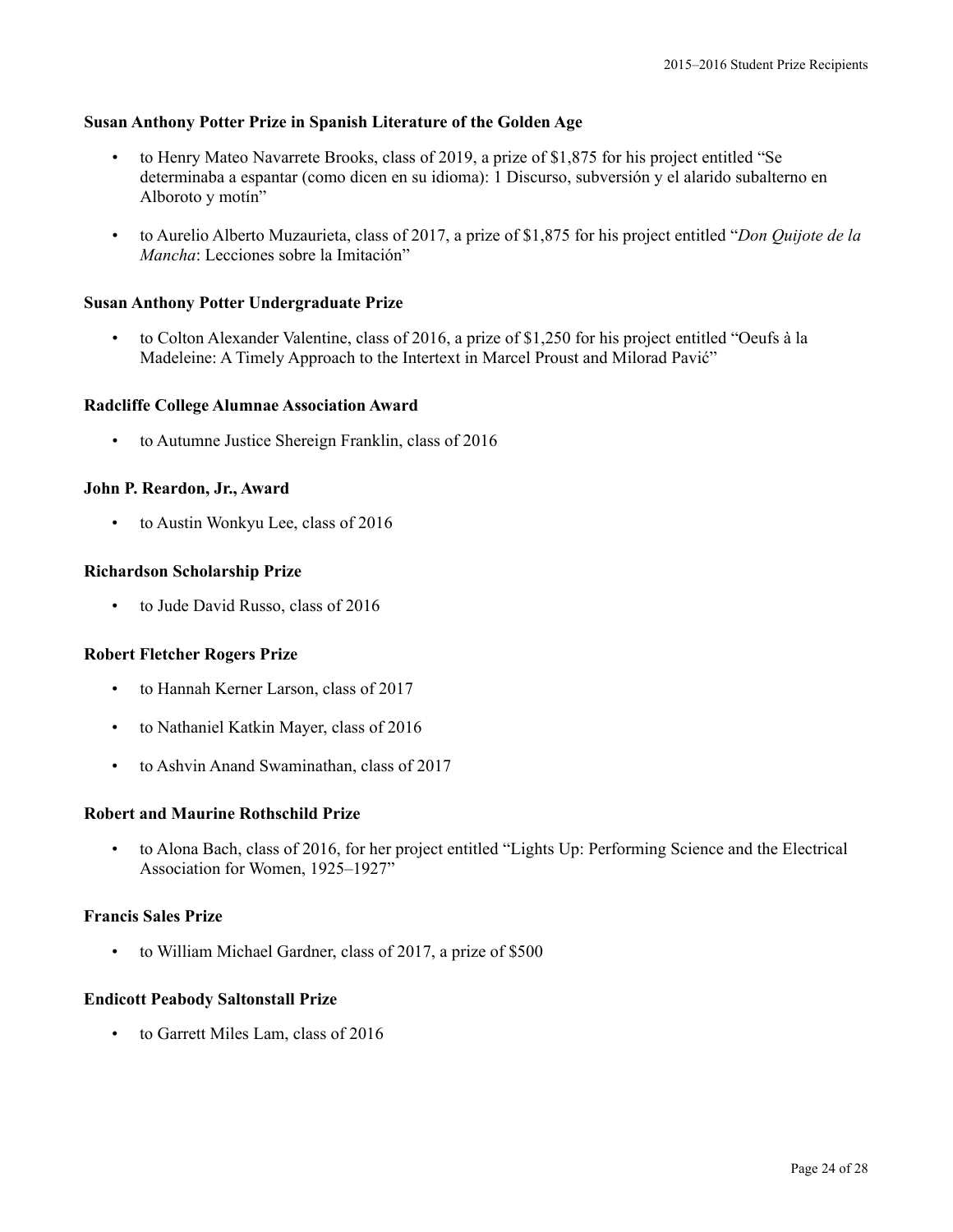**Susan Anthony Potter Prize in Spanish Literature of the Golden Age**

- to Henry Mateo Navarrete Brooks, class of 2019, a prize of $1,875 for his project entitled "Se determinaba a espantar (como dicen en su idioma): 1 Discurso, subversión y el alarido subalterno en Alboroto y motín"

- to Aurelio Alberto Muzaurieta, class of 2017, a prize of $1,875 for his project entitled "*Don Quijote de la Mancha*: Lecciones sobre la Imitación"

**Susan Anthony Potter Undergraduate Prize**

- to Colton Alexander Valentine, class of 2016, a prize of $1,250 for his project entitled "Oeufs à la Madeleine: A Timely Approach to the Intertext in Marcel Proust and Milorad Pavić"

**Radcliffe College Alumnae Association Award**

- to Autumne Justice Shereign Franklin, class of 2016

**John P. Reardon, Jr., Award**

- to Austin Wonkyu Lee, class of 2016

**Richardson Scholarship Prize**

- to Jude David Russo, class of 2016

**Robert Fletcher Rogers Prize**

- to Hannah Kerner Larson, class of 2017

- to Nathaniel Katkin Mayer, class of 2016

- to Ashvin Anand Swaminathan, class of 2017

**Robert and Maurine Rothschild Prize**

- to Alona Bach, class of 2016, for her project entitled "Lights Up: Performing Science and the Electrical Association for Women, 1925–1927"

**Francis Sales Prize**

- to William Michael Gardner, class of 2017, a prize of $500

**Endicott Peabody Saltonstall Prize**

- to Garrett Miles Lam, class of 2016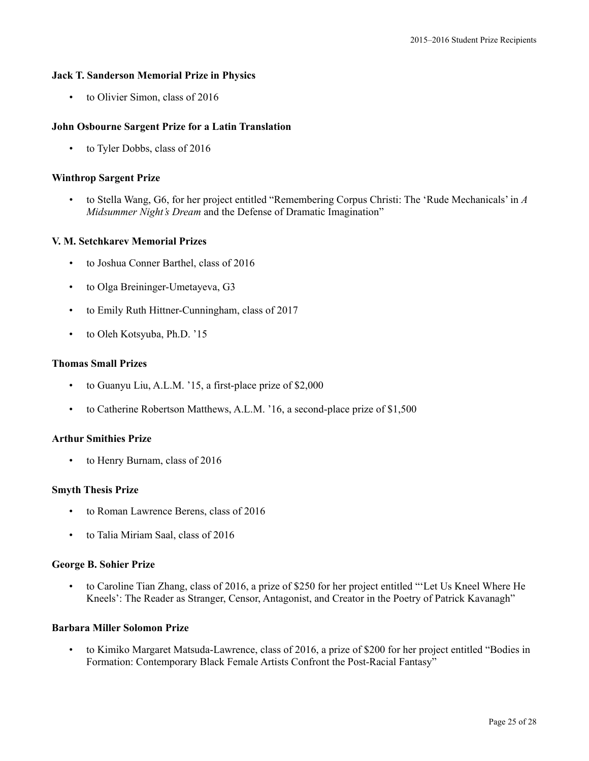**Jack T. Sanderson Memorial Prize in Physics**

- to Olivier Simon, class of 2016

**John Osbourne Sargent Prize for a Latin Translation**

- to Tyler Dobbs, class of 2016

**Winthrop Sargent Prize**

- to Stella Wang, G6, for her project entitled "Remembering Corpus Christi: The 'Rude Mechanicals' in *A Midsummer Night's Dream* and the Defense of Dramatic Imagination"

**V. M. Setchkarev Memorial Prizes**

- to Joshua Conner Barthel, class of 2016
- to Olga Breininger-Umetayeva, G3
- to Emily Ruth Hittner-Cunningham, class of 2017
- to Oleh Kotsyuba, Ph.D. '15

**Thomas Small Prizes**

- to Guanyu Liu, A.L.M. '15, a first-place prize of $2,000
- to Catherine Robertson Matthews, A.L.M. '16, a second-place prize of $1,500

**Arthur Smithies Prize**

- to Henry Burnam, class of 2016

**Smyth Thesis Prize**

- to Roman Lawrence Berens, class of 2016
- to Talia Miriam Saal, class of 2016

**George B. Sohier Prize**

- to Caroline Tian Zhang, class of 2016, a prize of $250 for her project entitled "'Let Us Kneel Where He Kneels': The Reader as Stranger, Censor, Antagonist, and Creator in the Poetry of Patrick Kavanagh"

**Barbara Miller Solomon Prize**

- to Kimiko Margaret Matsuda-Lawrence, class of 2016, a prize of $200 for her project entitled "Bodies in Formation: Contemporary Black Female Artists Confront the Post-Racial Fantasy"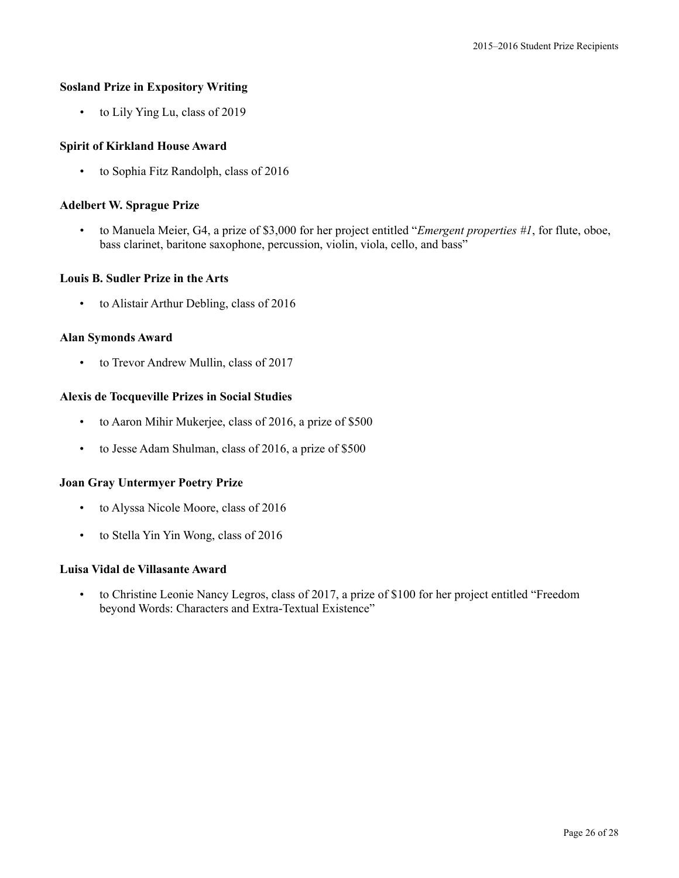**Sosland Prize in Expository Writing**

- to Lily Ying Lu, class of 2019

**Spirit of Kirkland House Award**

- to Sophia Fitz Randolph, class of 2016

**Adelbert W. Sprague Prize**

- to Manuela Meier, G4, a prize of $3,000 for her project entitled "*Emergent properties #1*, for flute, oboe, bass clarinet, baritone saxophone, percussion, violin, viola, cello, and bass"

**Louis B. Sudler Prize in the Arts**

- to Alistair Arthur Debling, class of 2016

**Alan Symonds Award**

- to Trevor Andrew Mullin, class of 2017

**Alexis de Tocqueville Prizes in Social Studies**

- to Aaron Mihir Mukerjee, class of 2016, a prize of $500
- to Jesse Adam Shulman, class of 2016, a prize of $500

**Joan Gray Untermyer Poetry Prize**

- to Alyssa Nicole Moore, class of 2016
- to Stella Yin Yin Wong, class of 2016

**Luisa Vidal de Villasante Award**

- to Christine Leonie Nancy Legros, class of 2017, a prize of $100 for her project entitled "Freedom beyond Words: Characters and Extra-Textual Existence"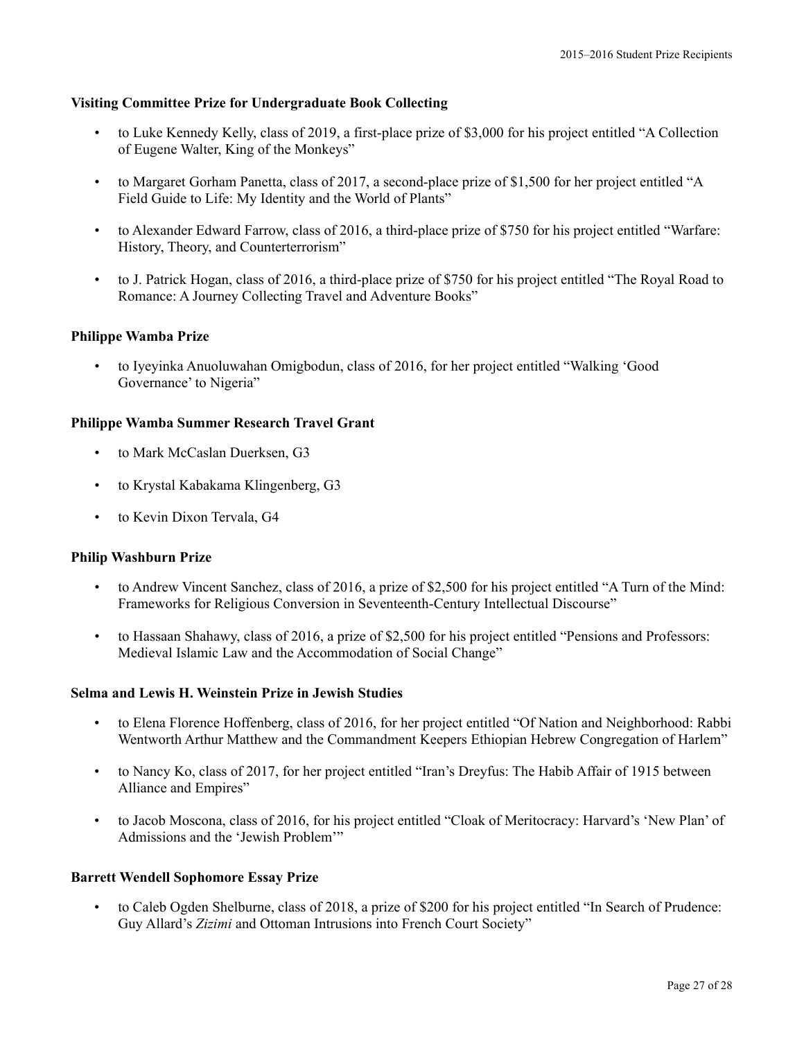**Visiting Committee Prize for Undergraduate Book Collecting**

- to Luke Kennedy Kelly, class of 2019, a first-place prize of $3,000 for his project entitled “A Collection of Eugene Walter, King of the Monkeys”
- to Margaret Gorham Panetta, class of 2017, a second-place prize of $1,500 for her project entitled “A Field Guide to Life: My Identity and the World of Plants”
- to Alexander Edward Farrow, class of 2016, a third-place prize of $750 for his project entitled “Warfare: History, Theory, and Counterterrorism”
- to J. Patrick Hogan, class of 2016, a third-place prize of $750 for his project entitled “The Royal Road to Romance: A Journey Collecting Travel and Adventure Books”

**Philippe Wamba Prize**

- to Iyeyinka Anuoluwahan Omigbodun, class of 2016, for her project entitled “Walking ‘Good Governance’ to Nigeria”

**Philippe Wamba Summer Research Travel Grant**

- to Mark McCaslan Duerksen, G3
- to Krystal Kabakama Klingenberg, G3
- to Kevin Dixon Tervala, G4

**Philip Washburn Prize**

- to Andrew Vincent Sanchez, class of 2016, a prize of $2,500 for his project entitled “A Turn of the Mind: Frameworks for Religious Conversion in Seventeenth-Century Intellectual Discourse”
- to Hassaan Shahawy, class of 2016, a prize of $2,500 for his project entitled “Pensions and Professors: Medieval Islamic Law and the Accommodation of Social Change”

**Selma and Lewis H. Weinstein Prize in Jewish Studies**

- to Elena Florence Hoffenberg, class of 2016, for her project entitled “Of Nation and Neighborhood: Rabbi Wentworth Arthur Matthew and the Commandment Keepers Ethiopian Hebrew Congregation of Harlem”
- to Nancy Ko, class of 2017, for her project entitled “Iran’s Dreyfus: The Habib Affair of 1915 between Alliance and Empires”
- to Jacob Moscona, class of 2016, for his project entitled “Cloak of Meritocracy: Harvard’s ‘New Plan’ of Admissions and the ‘Jewish Problem’”

**Barrett Wendell Sophomore Essay Prize**

- to Caleb Ogden Shelburne, class of 2018, a prize of $200 for his project entitled “In Search of Prudence: Guy Allard’s *Zizimi* and Ottoman Intrusions into French Court Society”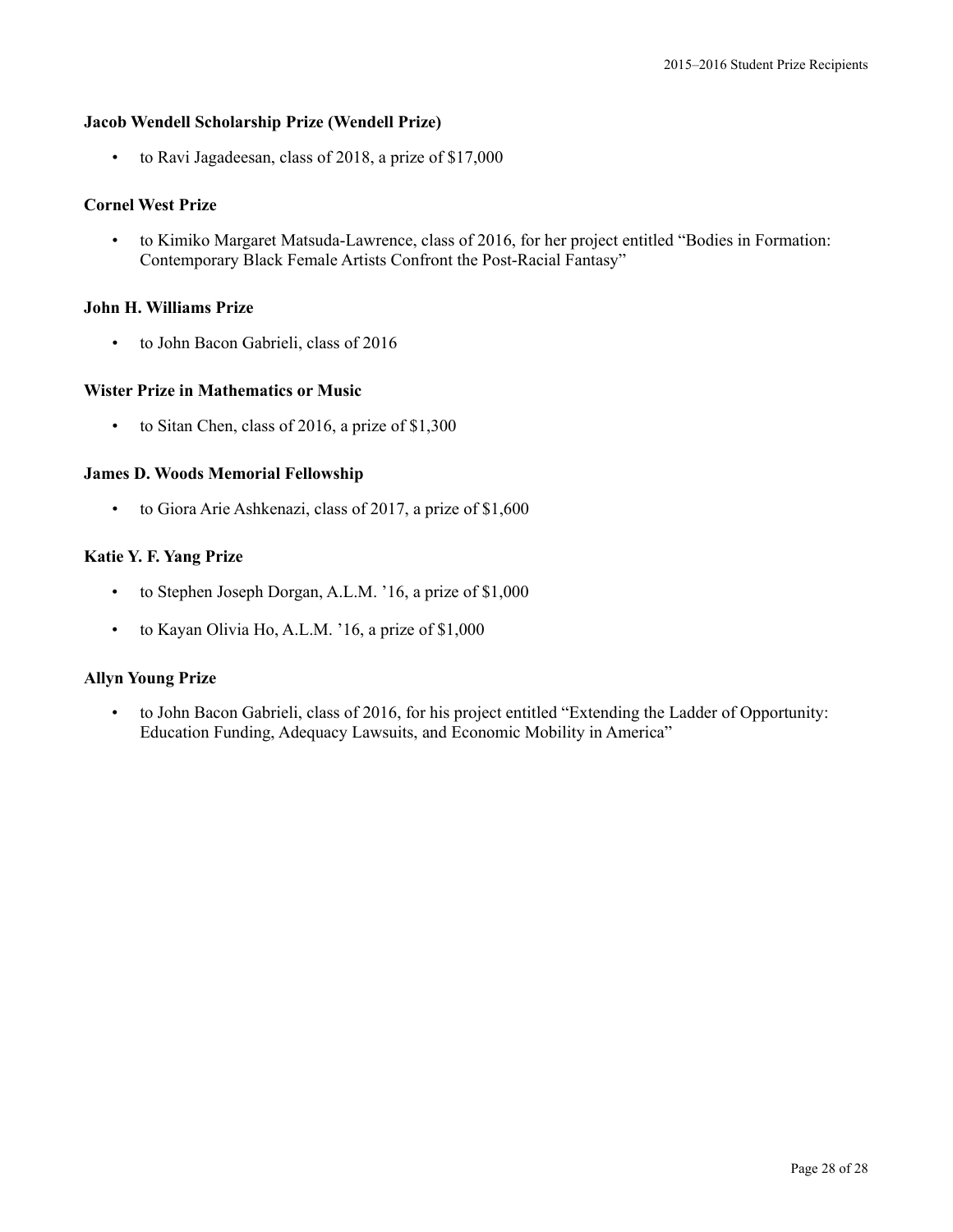**Jacob Wendell Scholarship Prize (Wendell Prize)**

- to Ravi Jagadeesan, class of 2018, a prize of $17,000

**Cornel West Prize**

- to Kimiko Margaret Matsuda-Lawrence, class of 2016, for her project entitled "Bodies in Formation: Contemporary Black Female Artists Confront the Post-Racial Fantasy"

**John H. Williams Prize**

- to John Bacon Gabrieli, class of 2016

**Wister Prize in Mathematics or Music**

- to Sitan Chen, class of 2016, a prize of $1,300

**James D. Woods Memorial Fellowship**

- to Giora Arie Ashkenazi, class of 2017, a prize of $1,600

**Katie Y. F. Yang Prize**

- to Stephen Joseph Dorgan, A.L.M. '16, a prize of $1,000
- to Kayan Olivia Ho, A.L.M. '16, a prize of $1,000

**Allyn Young Prize**

- to John Bacon Gabrieli, class of 2016, for his project entitled "Extending the Ladder of Opportunity: Education Funding, Adequacy Lawsuits, and Economic Mobility in America"